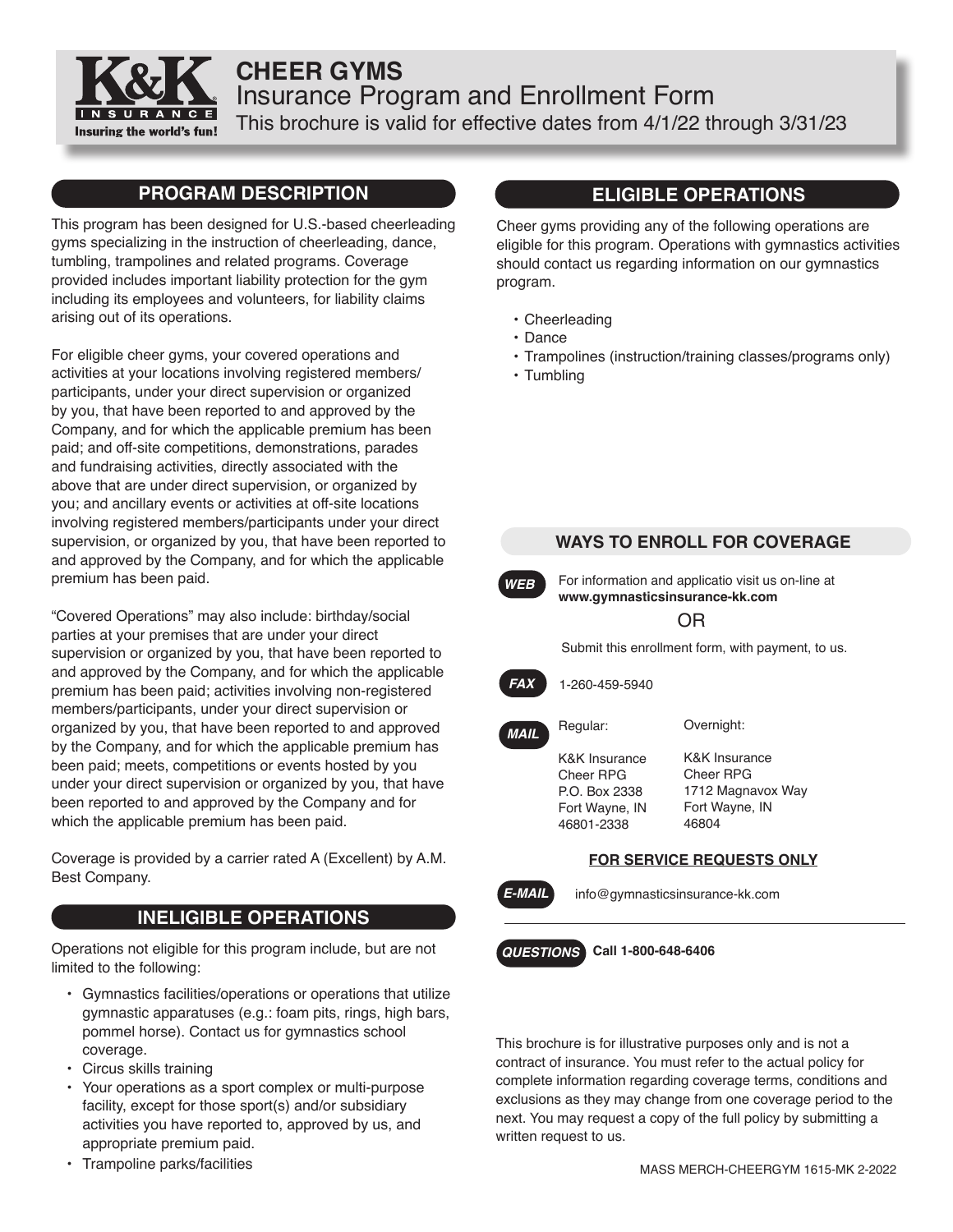# CHEER GYMS

## Insurance Program and Enrollment Form

This brochure is valid for effective dates from 4/1/22 through 3/31/23

## PROGRAM DESCRIPTION

This program has been designed for U.S.-based cheerleading gyms specializing in the instruction of cheerleading, dance, tumbling, trampolines and related programs. Coverage provided includes important liability protection for the gym including its employees and volunteers, for liability claims arising out of its operations.

For eligible cheer gyms, your covered operations and activities at your locations involving registered members/participants, under your direct supervision or organized by you, that have been reported to and approved by the Company, and for which the applicable premium has been paid; and off-site competitions, demonstrations, parades and fundraising activities, directly associated with the above that are under direct supervision, or organized by you; and ancillary events or activities at off-site locations involving registered members/participants under your direct supervision, or organized by you, that have been reported to and approved by the Company, and for which the applicable premium has been paid.

"Covered Operations" may also include: birthday/social parties at your premises that are under your direct supervision or organized by you, that have been reported to and approved by the Company, and for which the applicable premium has been paid; activities involving non-registered members/participants, under your direct supervision or organized by you, that have been reported to and approved by the Company, and for which the applicable premium has been paid; meets, competitions or events hosted by you under your direct supervision or organized by you, that have been reported to and approved by the Company and for which the applicable premium has been paid.

Coverage is provided by a carrier rated A (Excellent) by A.M. Best Company.

## INELIGIBLE OPERATIONS

Operations not eligible for this program include, but are not limited to the following:

- Gymnastics facilities/operations or operations that utilize gymnastic apparatuses (e.g.: foam pits, rings, high bars, pommel horse). Contact us for gymnastics school coverage.
- Circus skills training
- Your operations as a sport complex or multi-purpose facility, except for those sport(s) and/or subsidiary activities you have reported to, approved by us, and appropriate premium paid.
- Trampoline parks/facilities

## ELIGIBLE OPERATIONS

Cheer gyms providing any of the following operations are eligible for this program. Operations with gymnastics activities should contact us regarding information on our gymnastics program.

- Cheerleading
- Dance
- Trampolines (instruction/training classes/programs only)
- Tumbling

## WAYS TO ENROLL FOR COVERAGE

**WEB** For information and applicatio visit us on-line at **www.gymnasticsinsurance-kk.com**

OR

Submit this enrollment form, with payment, to us.

**FAX** 1-260-459-5940

**MAIL**

Regular:
K&K Insurance
Cheer RPG
P.O. Box 2338
Fort Wayne, IN
46801-2338

Overnight:
K&K Insurance
Cheer RPG
1712 Magnavox Way
Fort Wayne, IN
46804

**FOR SERVICE REQUESTS ONLY**

**E-MAIL** info@gymnasticsinsurance-kk.com

**QUESTIONS** **Call 1-800-648-6406**

This brochure is for illustrative purposes only and is not a contract of insurance. You must refer to the actual policy for complete information regarding coverage terms, conditions and exclusions as they may change from one coverage period to the next. You may request a copy of the full policy by submitting a written request to us.

MASS MERCH-CHEERGYM 1615-MK 2-2022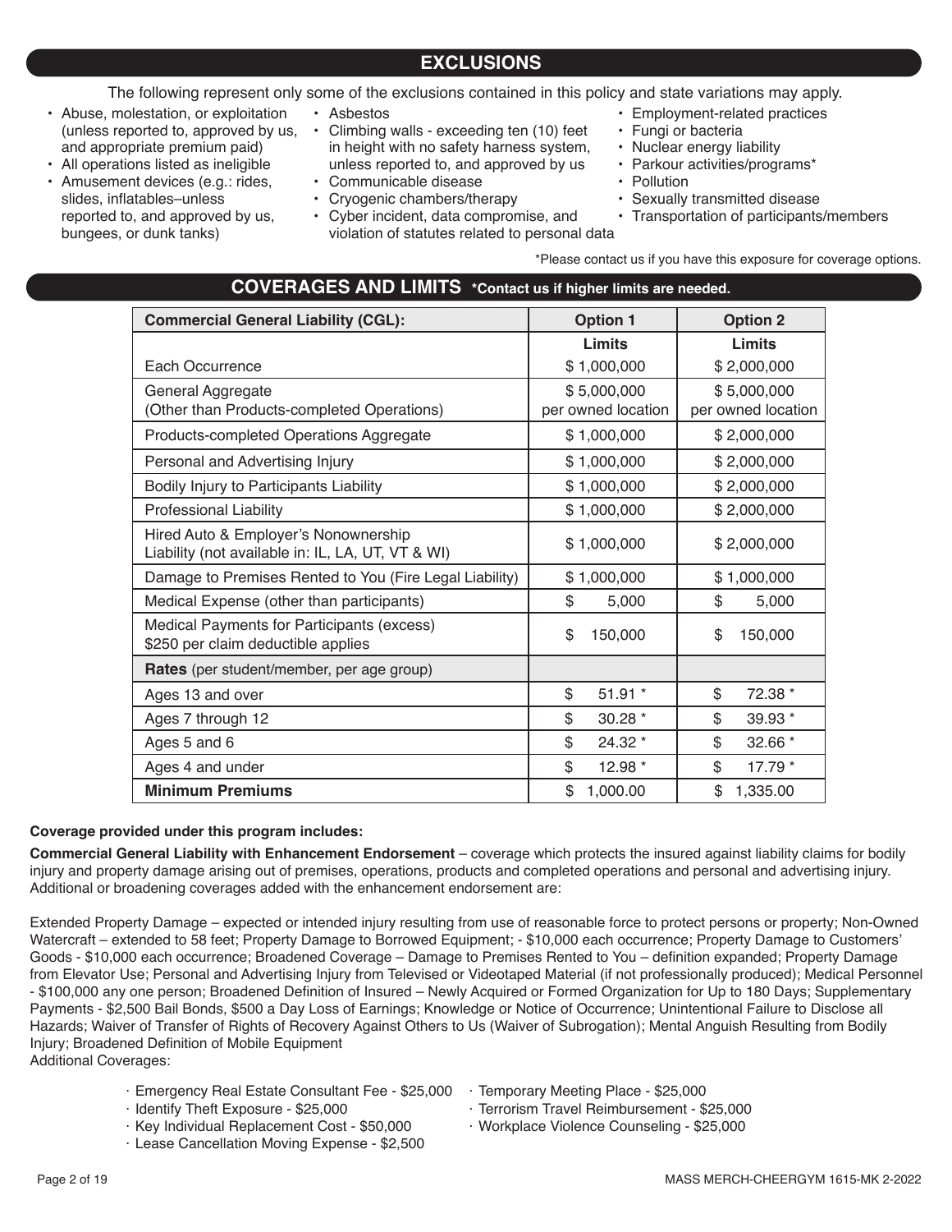## EXCLUSIONS

The following represent only some of the exclusions contained in this policy and state variations may apply.

- Abuse, molestation, or exploitation (unless reported to, approved by us, and appropriate premium paid)
- All operations listed as ineligible
- Amusement devices (e.g.: rides, slides, inflatables–unless reported to, and approved by us, bungees, or dunk tanks)
- Asbestos
- Climbing walls - exceeding ten (10) feet in height with no safety harness system, unless reported to, and approved by us
- Communicable disease
- Cryogenic chambers/therapy
- Cyber incident, data compromise, and violation of statutes related to personal data
- Employment-related practices
- Fungi or bacteria
- Nuclear energy liability
- Parkour activities/programs*
- Pollution
- Sexually transmitted disease
- Transportation of participants/members

*Please contact us if you have this exposure for coverage options.

## COVERAGES AND LIMITS *Contact us if higher limits are needed.

| Commercial General Liability (CGL): | Option 1 | Option 2 |
|---|---|---|
| | **Limits** | **Limits** |
| Each Occurrence | $ 1,000,000 | $ 2,000,000 |
| General Aggregate (Other than Products-completed Operations) | $ 5,000,000 per owned location | $ 5,000,000 per owned location |
| Products-completed Operations Aggregate | $ 1,000,000 | $ 2,000,000 |
| Personal and Advertising Injury | $ 1,000,000 | $ 2,000,000 |
| Bodily Injury to Participants Liability | $ 1,000,000 | $ 2,000,000 |
| Professional Liability | $ 1,000,000 | $ 2,000,000 |
| Hired Auto & Employer's Nonownership Liability (not available in: IL, LA, UT, VT & WI) | $ 1,000,000 | $ 2,000,000 |
| Damage to Premises Rented to You (Fire Legal Liability) | $ 1,000,000 | $ 1,000,000 |
| Medical Expense (other than participants) | $ 5,000 | $ 5,000 |
| Medical Payments for Participants (excess) $250 per claim deductible applies | $ 150,000 | $ 150,000 |
| **Rates** (per student/member, per age group) | | |
| Ages 13 and over | $ 51.91 * | $ 72.38 * |
| Ages 7 through 12 | $ 30.28 * | $ 39.93 * |
| Ages 5 and 6 | $ 24.32 * | $ 32.66 * |
| Ages 4 and under | $ 12.98 * | $ 17.79 * |
| **Minimum Premiums** | $ 1,000.00 | $ 1,335.00 |

**Coverage provided under this program includes:**

**Commercial General Liability with Enhancement Endorsement** – coverage which protects the insured against liability claims for bodily injury and property damage arising out of premises, operations, products and completed operations and personal and advertising injury. Additional or broadening coverages added with the enhancement endorsement are:

Extended Property Damage – expected or intended injury resulting from use of reasonable force to protect persons or property; Non-Owned Watercraft – extended to 58 feet; Property Damage to Borrowed Equipment; - $10,000 each occurrence; Property Damage to Customers' Goods - $10,000 each occurrence; Broadened Coverage – Damage to Premises Rented to You – definition expanded; Property Damage from Elevator Use; Personal and Advertising Injury from Televised or Videotaped Material (if not professionally produced); Medical Personnel - $100,000 any one person; Broadened Definition of Insured – Newly Acquired or Formed Organization for Up to 180 Days; Supplementary Payments - $2,500 Bail Bonds, $500 a Day Loss of Earnings; Knowledge or Notice of Occurrence; Unintentional Failure to Disclose all Hazards; Waiver of Transfer of Rights of Recovery Against Others to Us (Waiver of Subrogation); Mental Anguish Resulting from Bodily Injury; Broadened Definition of Mobile Equipment

Additional Coverages:

- Emergency Real Estate Consultant Fee - $25,000
- Identify Theft Exposure - $25,000
- Key Individual Replacement Cost - $50,000
- Lease Cancellation Moving Expense - $2,500
- Temporary Meeting Place - $25,000
- Terrorism Travel Reimbursement - $25,000
- Workplace Violence Counseling - $25,000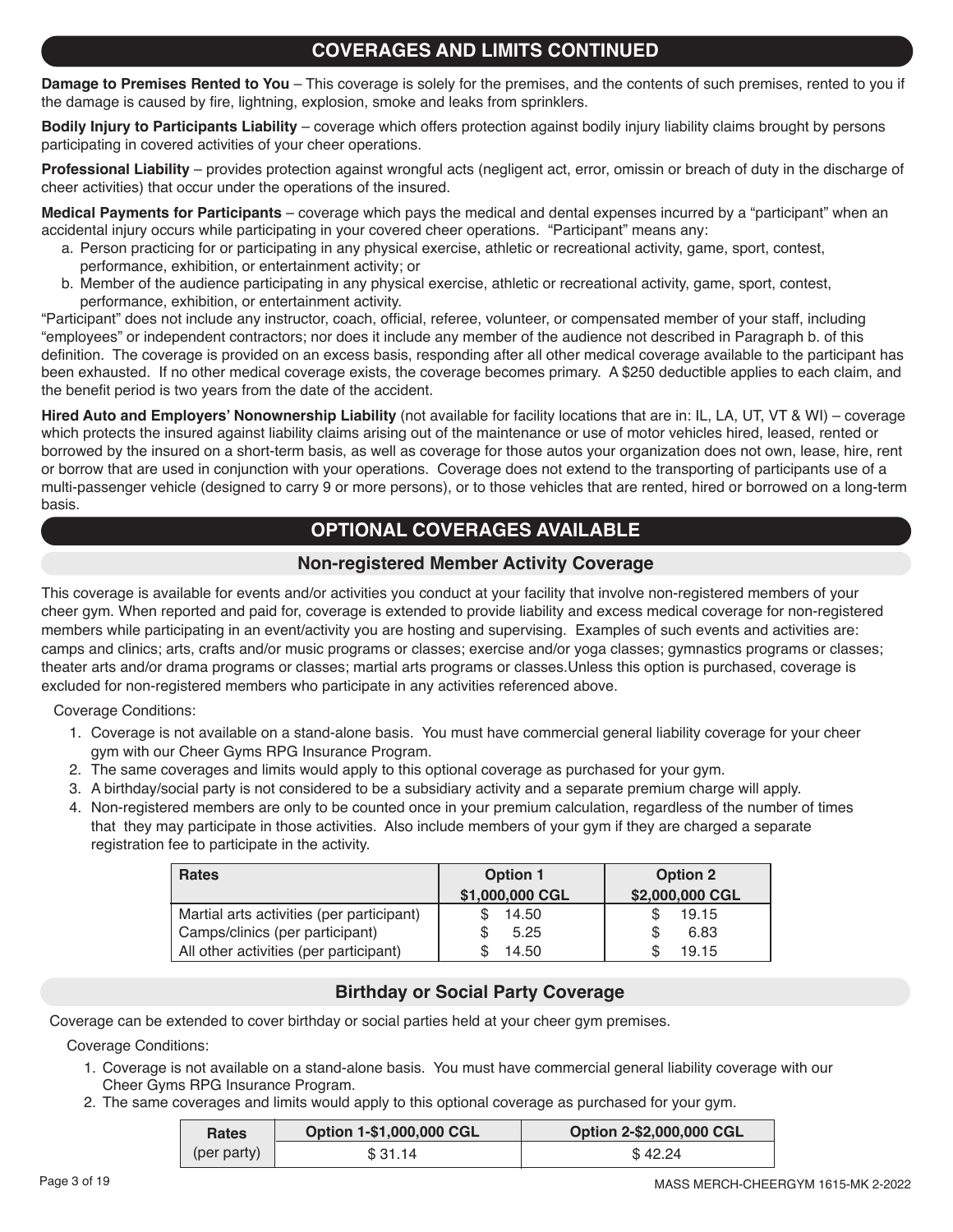## COVERAGES AND LIMITS CONTINUED

**Damage to Premises Rented to You** – This coverage is solely for the premises, and the contents of such premises, rented to you if the damage is caused by fire, lightning, explosion, smoke and leaks from sprinklers.

**Bodily Injury to Participants Liability** – coverage which offers protection against bodily injury liability claims brought by persons participating in covered activities of your cheer operations.

**Professional Liability** – provides protection against wrongful acts (negligent act, error, omissin or breach of duty in the discharge of cheer activities) that occur under the operations of the insured.

**Medical Payments for Participants** – coverage which pays the medical and dental expenses incurred by a "participant" when an accidental injury occurs while participating in your covered cheer operations. "Participant" means any:

a. Person practicing for or participating in any physical exercise, athletic or recreational activity, game, sport, contest, performance, exhibition, or entertainment activity; or
b. Member of the audience participating in any physical exercise, athletic or recreational activity, game, sport, contest, performance, exhibition, or entertainment activity.

"Participant" does not include any instructor, coach, official, referee, volunteer, or compensated member of your staff, including "employees" or independent contractors; nor does it include any member of the audience not described in Paragraph b. of this definition. The coverage is provided on an excess basis, responding after all other medical coverage available to the participant has been exhausted. If no other medical coverage exists, the coverage becomes primary. A $250 deductible applies to each claim, and the benefit period is two years from the date of the accident.

**Hired Auto and Employers' Nonownership Liability** (not available for facility locations that are in: IL, LA, UT, VT & WI) – coverage which protects the insured against liability claims arising out of the maintenance or use of motor vehicles hired, leased, rented or borrowed by the insured on a short-term basis, as well as coverage for those autos your organization does not own, lease, hire, rent or borrow that are used in conjunction with your operations. Coverage does not extend to the transporting of participants use of a multi-passenger vehicle (designed to carry 9 or more persons), or to those vehicles that are rented, hired or borrowed on a long-term basis.

## OPTIONAL COVERAGES AVAILABLE

### Non-registered Member Activity Coverage

This coverage is available for events and/or activities you conduct at your facility that involve non-registered members of your cheer gym. When reported and paid for, coverage is extended to provide liability and excess medical coverage for non-registered members while participating in an event/activity you are hosting and supervising. Examples of such events and activities are: camps and clinics; arts, crafts and/or music programs or classes; exercise and/or yoga classes; gymnastics programs or classes; theater arts and/or drama programs or classes; martial arts programs or classes.Unless this option is purchased, coverage is excluded for non-registered members who participate in any activities referenced above.

Coverage Conditions:

1. Coverage is not available on a stand-alone basis. You must have commercial general liability coverage for your cheer gym with our Cheer Gyms RPG Insurance Program.
2. The same coverages and limits would apply to this optional coverage as purchased for your gym.
3. A birthday/social party is not considered to be a subsidiary activity and a separate premium charge will apply.
4. Non-registered members are only to be counted once in your premium calculation, regardless of the number of times that they may participate in those activities. Also include members of your gym if they are charged a separate registration fee to participate in the activity.

| Rates | Option 1 $1,000,000 CGL | Option 2 $2,000,000 CGL |
|---|---|---|
| Martial arts activities (per participant) | $ 14.50 | $ 19.15 |
| Camps/clinics (per participant) | $ 5.25 | $ 6.83 |
| All other activities (per participant) | $ 14.50 | $ 19.15 |

### Birthday or Social Party Coverage

Coverage can be extended to cover birthday or social parties held at your cheer gym premises.

Coverage Conditions:

1. Coverage is not available on a stand-alone basis. You must have commercial general liability coverage with our Cheer Gyms RPG Insurance Program.
2. The same coverages and limits would apply to this optional coverage as purchased for your gym.

| Rates (per party) | Option 1-$1,000,000 CGL | Option 2-$2,000,000 CGL |
|---|---|---|
| | $ 31.14 | $ 42.24 |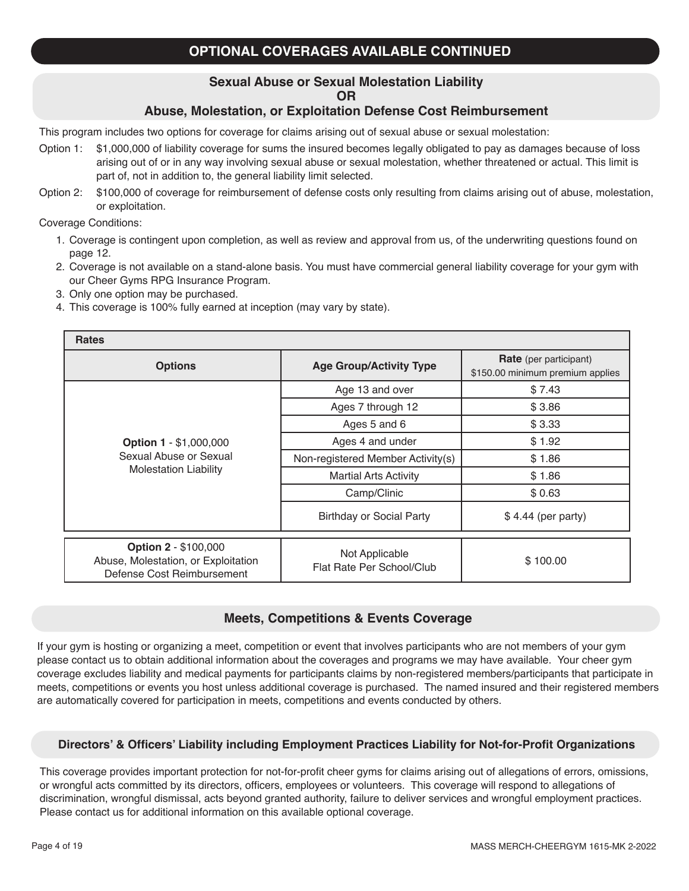## OPTIONAL COVERAGES AVAILABLE CONTINUED

### Sexual Abuse or Sexual Molestation Liability
### OR
### Abuse, Molestation, or Exploitation Defense Cost Reimbursement

This program includes two options for coverage for claims arising out of sexual abuse or sexual molestation:

Option 1: $1,000,000 of liability coverage for sums the insured becomes legally obligated to pay as damages because of loss arising out of or in any way involving sexual abuse or sexual molestation, whether threatened or actual. This limit is part of, not in addition to, the general liability limit selected.

Option 2: $100,000 of coverage for reimbursement of defense costs only resulting from claims arising out of abuse, molestation, or exploitation.

Coverage Conditions:

1. Coverage is contingent upon completion, as well as review and approval from us, of the underwriting questions found on page 12.
2. Coverage is not available on a stand-alone basis. You must have commercial general liability coverage for your gym with our Cheer Gyms RPG Insurance Program.
3. Only one option may be purchased.
4. This coverage is 100% fully earned at inception (may vary by state).

| **Rates** | | |
|---|---|---|
| **Options** | **Age Group/Activity Type** | **Rate** (per participant) $150.00 minimum premium applies |
| **Option 1** - $1,000,000 Sexual Abuse or Sexual Molestation Liability | Age 13 and over | $ 7.43 |
| | Ages 7 through 12 | $ 3.86 |
| | Ages 5 and 6 | $ 3.33 |
| | Ages 4 and under | $ 1.92 |
| | Non-registered Member Activity(s) | $ 1.86 |
| | Martial Arts Activity | $ 1.86 |
| | Camp/Clinic | $ 0.63 |
| | Birthday or Social Party | $ 4.44 (per party) |
| **Option 2** - $100,000 Abuse, Molestation, or Exploitation Defense Cost Reimbursement | Not Applicable Flat Rate Per School/Club | $ 100.00 |

### Meets, Competitions & Events Coverage

If your gym is hosting or organizing a meet, competition or event that involves participants who are not members of your gym please contact us to obtain additional information about the coverages and programs we may have available. Your cheer gym coverage excludes liability and medical payments for participants claims by non-registered members/participants that participate in meets, competitions or events you host unless additional coverage is purchased. The named insured and their registered members are automatically covered for participation in meets, competitions and events conducted by others.

### Directors' & Officers' Liability including Employment Practices Liability for Not-for-Profit Organizations

This coverage provides important protection for not-for-profit cheer gyms for claims arising out of allegations of errors, omissions, or wrongful acts committed by its directors, officers, employees or volunteers. This coverage will respond to allegations of discrimination, wrongful dismissal, acts beyond granted authority, failure to deliver services and wrongful employment practices. Please contact us for additional information on this available optional coverage.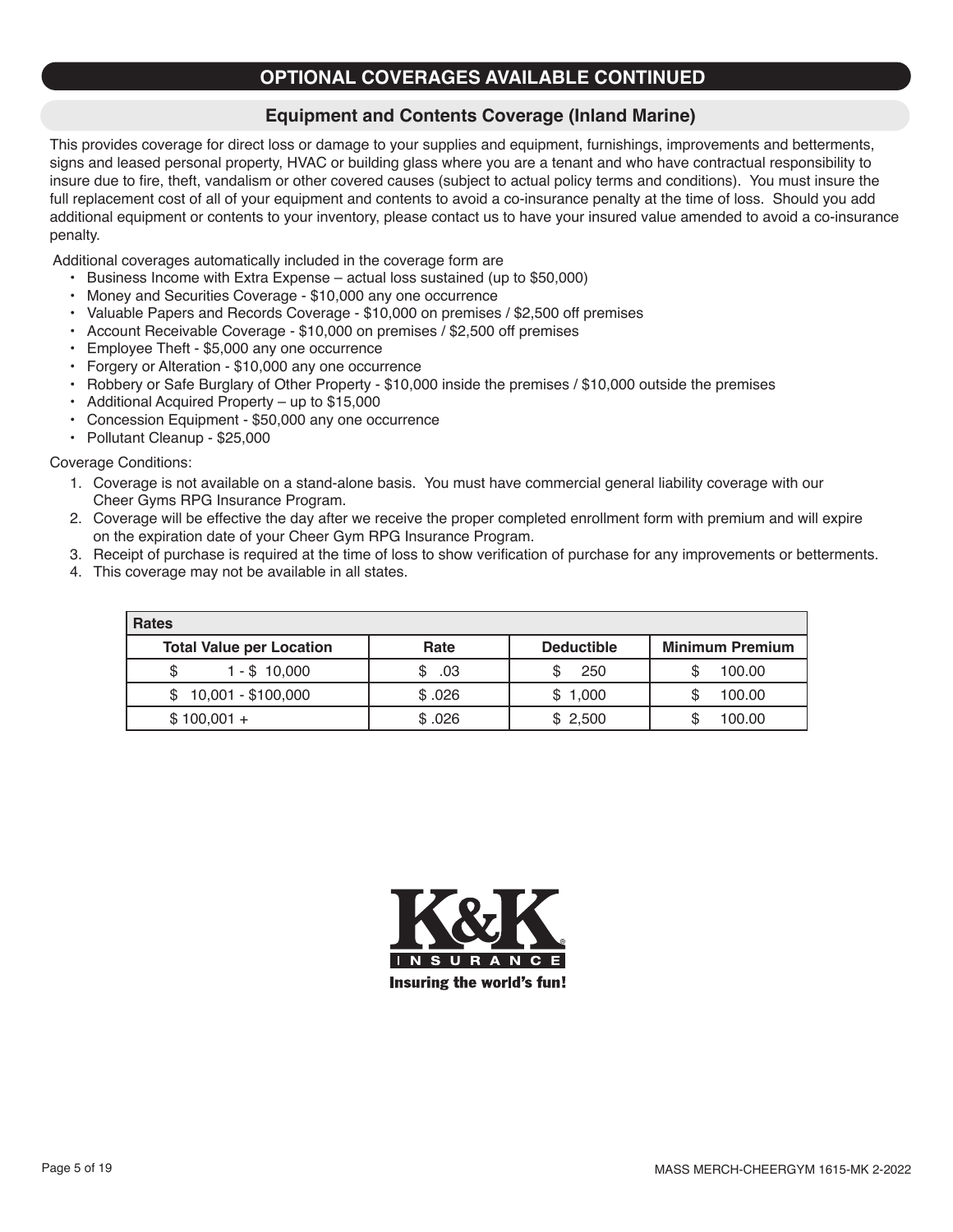## OPTIONAL COVERAGES AVAILABLE CONTINUED

### Equipment and Contents Coverage (Inland Marine)

This provides coverage for direct loss or damage to your supplies and equipment, furnishings, improvements and betterments, signs and leased personal property, HVAC or building glass where you are a tenant and who have contractual responsibility to insure due to fire, theft, vandalism or other covered causes (subject to actual policy terms and conditions). You must insure the full replacement cost of all of your equipment and contents to avoid a co-insurance penalty at the time of loss. Should you add additional equipment or contents to your inventory, please contact us to have your insured value amended to avoid a co-insurance penalty.

Additional coverages automatically included in the coverage form are

- Business Income with Extra Expense – actual loss sustained (up to $50,000)
- Money and Securities Coverage - $10,000 any one occurrence
- Valuable Papers and Records Coverage - $10,000 on premises / $2,500 off premises
- Account Receivable Coverage - $10,000 on premises / $2,500 off premises
- Employee Theft - $5,000 any one occurrence
- Forgery or Alteration - $10,000 any one occurrence
- Robbery or Safe Burglary of Other Property - $10,000 inside the premises / $10,000 outside the premises
- Additional Acquired Property – up to $15,000
- Concession Equipment - $50,000 any one occurrence
- Pollutant Cleanup - $25,000

Coverage Conditions:

1. Coverage is not available on a stand-alone basis. You must have commercial general liability coverage with our Cheer Gyms RPG Insurance Program.
2. Coverage will be effective the day after we receive the proper completed enrollment form with premium and will expire on the expiration date of your Cheer Gym RPG Insurance Program.
3. Receipt of purchase is required at the time of loss to show verification of purchase for any improvements or betterments.
4. This coverage may not be available in all states.

| Rates | | | |
|---|---|---|---|
| **Total Value per Location** | **Rate** | **Deductible** | **Minimum Premium** |
| $ 1 - $ 10,000 | $ .03 | $ 250 | $ 100.00 |
| $ 10,001 - $100,000 | $ .026 | $ 1,000 | $ 100.00 |
| $ 100,001 + | $ .026 | $ 2,500 | $ 100.00 |

K&K INSURANCE
Insuring the world's fun!

MASS MERCH-CHEERGYM 1615-MK 2-2022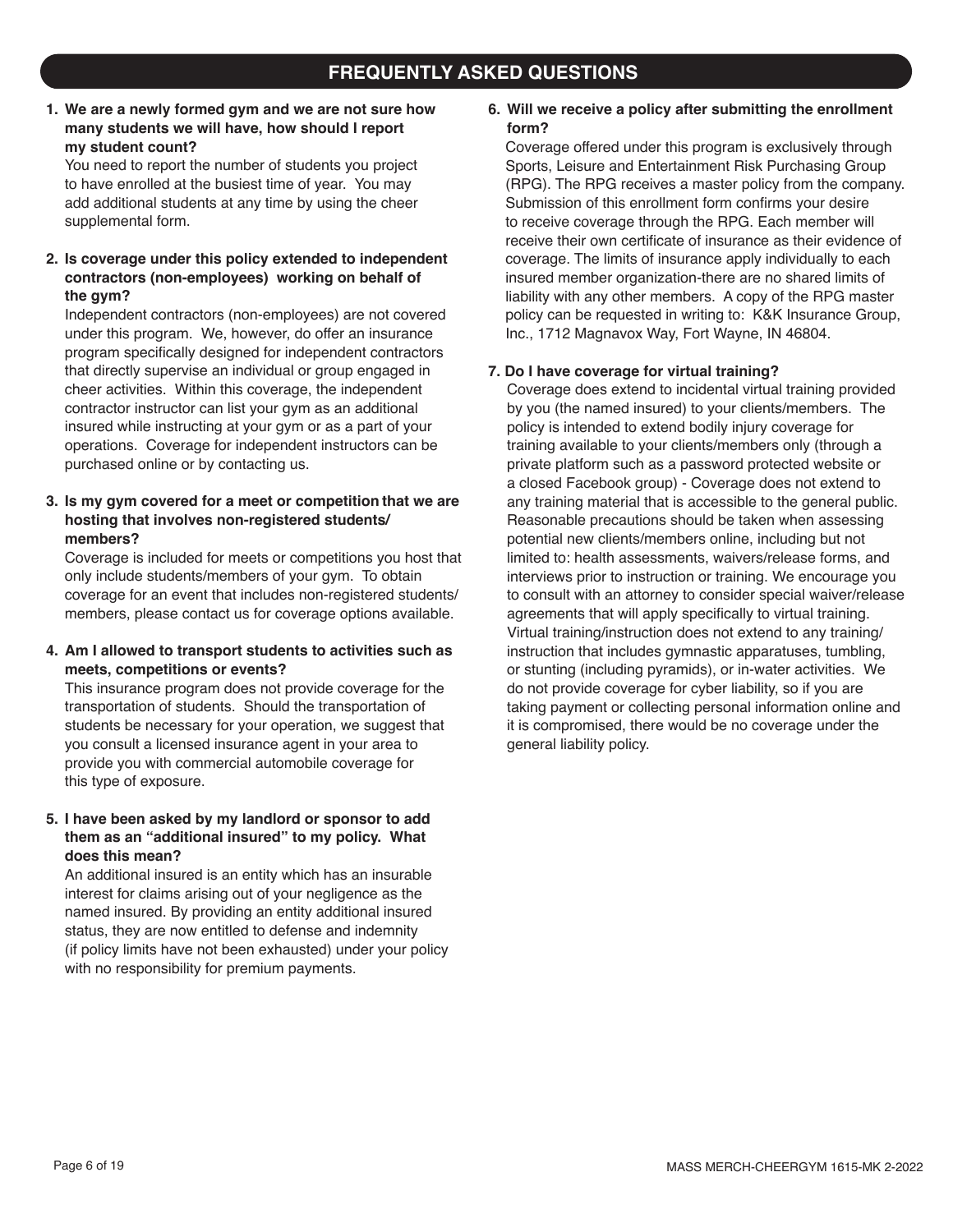## FREQUENTLY ASKED QUESTIONS

**1. We are a newly formed gym and we are not sure how many students we will have, how should I report my student count?**

You need to report the number of students you project to have enrolled at the busiest time of year. You may add additional students at any time by using the cheer supplemental form.

**2. Is coverage under this policy extended to independent contractors (non-employees) working on behalf of the gym?**

Independent contractors (non-employees) are not covered under this program. We, however, do offer an insurance program specifically designed for independent contractors that directly supervise an individual or group engaged in cheer activities. Within this coverage, the independent contractor instructor can list your gym as an additional insured while instructing at your gym or as a part of your operations. Coverage for independent instructors can be purchased online or by contacting us.

**3. Is my gym covered for a meet or competition that we are hosting that involves non-registered students/ members?**

Coverage is included for meets or competitions you host that only include students/members of your gym. To obtain coverage for an event that includes non-registered students/ members, please contact us for coverage options available.

**4. Am I allowed to transport students to activities such as meets, competitions or events?**

This insurance program does not provide coverage for the transportation of students. Should the transportation of students be necessary for your operation, we suggest that you consult a licensed insurance agent in your area to provide you with commercial automobile coverage for this type of exposure.

**5. I have been asked by my landlord or sponsor to add them as an "additional insured" to my policy. What does this mean?**

An additional insured is an entity which has an insurable interest for claims arising out of your negligence as the named insured. By providing an entity additional insured status, they are now entitled to defense and indemnity (if policy limits have not been exhausted) under your policy with no responsibility for premium payments.

**6. Will we receive a policy after submitting the enrollment form?**

Coverage offered under this program is exclusively through Sports, Leisure and Entertainment Risk Purchasing Group (RPG). The RPG receives a master policy from the company. Submission of this enrollment form confirms your desire to receive coverage through the RPG. Each member will receive their own certificate of insurance as their evidence of coverage. The limits of insurance apply individually to each insured member organization-there are no shared limits of liability with any other members. A copy of the RPG master policy can be requested in writing to: K&K Insurance Group, Inc., 1712 Magnavox Way, Fort Wayne, IN 46804.

**7. Do I have coverage for virtual training?**

Coverage does extend to incidental virtual training provided by you (the named insured) to your clients/members. The policy is intended to extend bodily injury coverage for training available to your clients/members only (through a private platform such as a password protected website or a closed Facebook group) - Coverage does not extend to any training material that is accessible to the general public. Reasonable precautions should be taken when assessing potential new clients/members online, including but not limited to: health assessments, waivers/release forms, and interviews prior to instruction or training. We encourage you to consult with an attorney to consider special waiver/release agreements that will apply specifically to virtual training. Virtual training/instruction does not extend to any training/ instruction that includes gymnastic apparatuses, tumbling, or stunting (including pyramids), or in-water activities. We do not provide coverage for cyber liability, so if you are taking payment or collecting personal information online and it is compromised, there would be no coverage under the general liability policy.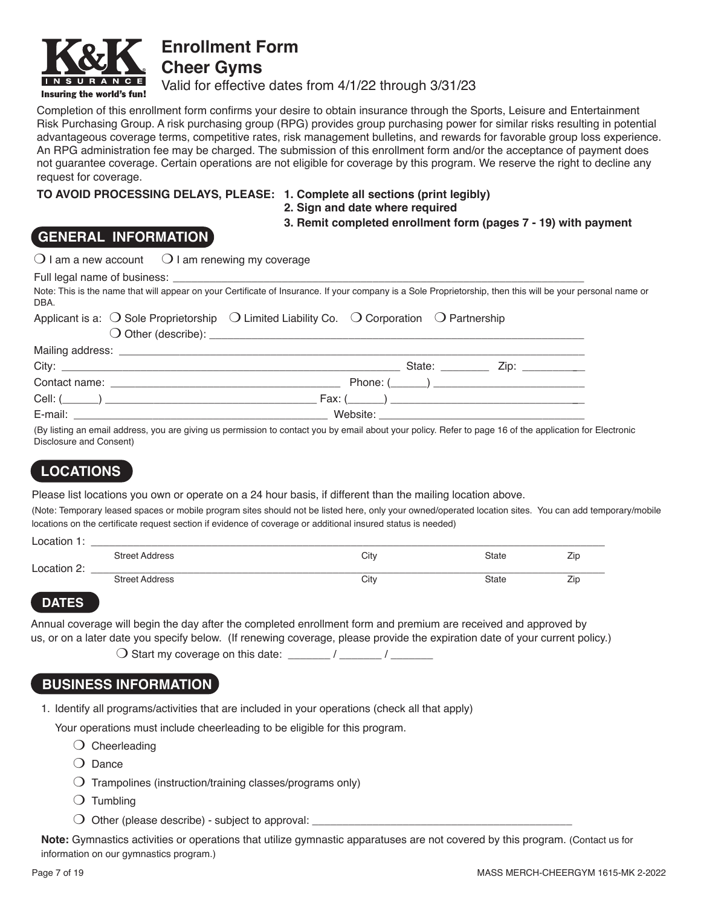# Enrollment Form
# Cheer Gyms

Valid for effective dates from 4/1/22 through 3/31/23

Completion of this enrollment form confirms your desire to obtain insurance through the Sports, Leisure and Entertainment Risk Purchasing Group. A risk purchasing group (RPG) provides group purchasing power for similar risks resulting in potential advantageous coverage terms, competitive rates, risk management bulletins, and rewards for favorable group loss experience. An RPG administration fee may be charged. The submission of this enrollment form and/or the acceptance of payment does not guarantee coverage. Certain operations are not eligible for coverage by this program. We reserve the right to decline any request for coverage.

**TO AVOID PROCESSING DELAYS, PLEASE:**
**1. Complete all sections (print legibly)**
**2. Sign and date where required**
**3. Remit completed enrollment form (pages 7 - 19) with payment**

## GENERAL INFORMATION

❍ I am a new account ❍ I am renewing my coverage

Full legal name of business: ___________________________________________

Note: This is the name that will appear on your Certificate of Insurance. If your company is a Sole Proprietorship, then this will be your personal name or DBA.

Applicant is a: ❍ Sole Proprietorship ❍ Limited Liability Co. ❍ Corporation ❍ Partnership
❍ Other (describe): ___________________________________________

Mailing address: ___________________________________________

City: _______________________ State: ________ Zip: __________

Contact name: ______________________ Phone: (______) ______________________

Cell: (______) ______________________ Fax: (______) ______________________

E-mail: ______________________ Website: ______________________

(By listing an email address, you are giving us permission to contact you by email about your policy. Refer to page 16 of the application for Electronic Disclosure and Consent)

## LOCATIONS

Please list locations you own or operate on a 24 hour basis, if different than the mailing location above.

(Note: Temporary leased spaces or mobile program sites should not be listed here, only your owned/operated location sites. You can add temporary/mobile locations on the certificate request section if evidence of coverage or additional insured status is needed)

Location 1: ___________________________________________
Street Address City State Zip

Location 2: ___________________________________________
Street Address City State Zip

## DATES

Annual coverage will begin the day after the completed enrollment form and premium are received and approved by us, or on a later date you specify below. (If renewing coverage, please provide the expiration date of your current policy.)

❍ Start my coverage on this date: _______ / _______ / _______

## BUSINESS INFORMATION

1. Identify all programs/activities that are included in your operations (check all that apply)

   Your operations must include cheerleading to be eligible for this program.

   - ❍ Cheerleading
   - ❍ Dance
   - ❍ Trampolines (instruction/training classes/programs only)
   - ❍ Tumbling
   - ❍ Other (please describe) - subject to approval: ___________________________________________

**Note:** Gymnastics activities or operations that utilize gymnastic apparatuses are not covered by this program. (Contact us for information on our gymnastics program.)

MASS MERCH-CHEERGYM 1615-MK 2-2022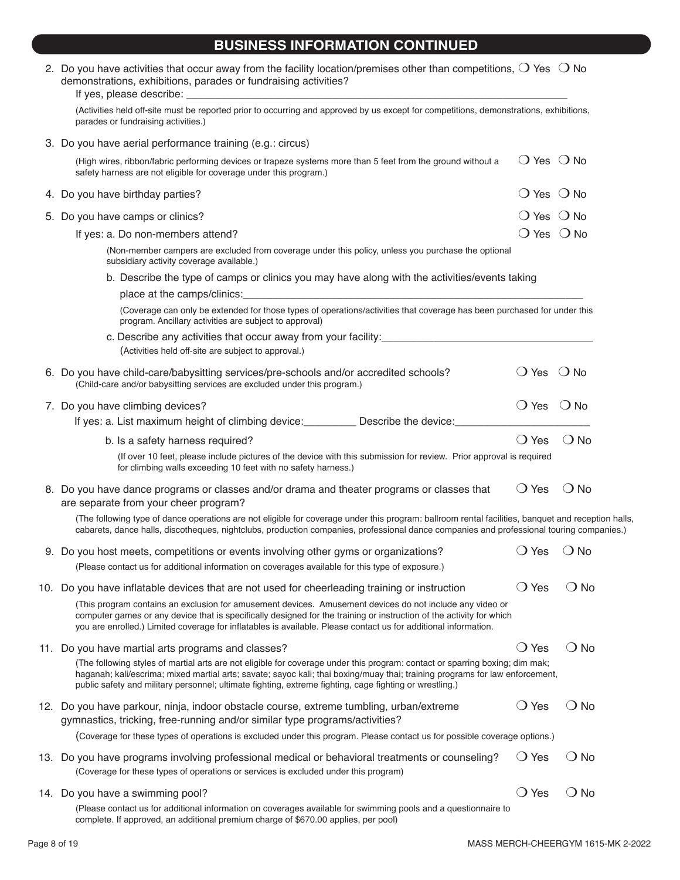## BUSINESS INFORMATION CONTINUED

2. Do you have activities that occur away from the facility location/premises other than competitions, demonstrations, exhibitions, parades or fundraising activities? ❍ Yes ❍ No

   If yes, please describe: ______________________________________________

   (Activities held off-site must be reported prior to occurring and approved by us except for competitions, demonstrations, exhibitions, parades or fundraising activities.)

3. Do you have aerial performance training (e.g.: circus)

   (High wires, ribbon/fabric performing devices or trapeze systems more than 5 feet from the ground without a safety harness are not eligible for coverage under this program.) ❍ Yes ❍ No

4. Do you have birthday parties? ❍ Yes ❍ No

5. Do you have camps or clinics? ❍ Yes ❍ No

   If yes: a. Do non-members attend? ❍ Yes ❍ No

   (Non-member campers are excluded from coverage under this policy, unless you purchase the optional subsidiary activity coverage available.)

   b. Describe the type of camps or clinics you may have along with the activities/events taking place at the camps/clinics: ______________________________________________

   (Coverage can only be extended for those types of operations/activities that coverage has been purchased for under this program. Ancillary activities are subject to approval)

   c. Describe any activities that occur away from your facility: ______________________________

   (Activities held off-site are subject to approval.)

6. Do you have child-care/babysitting services/pre-schools and/or accredited schools? ❍ Yes ❍ No

   (Child-care and/or babysitting services are excluded under this program.)

7. Do you have climbing devices? ❍ Yes ❍ No

   If yes: a. List maximum height of climbing device: _________ Describe the device: ______________________

   b. Is a safety harness required? ❍ Yes ❍ No

   (If over 10 feet, please include pictures of the device with this submission for review. Prior approval is required for climbing walls exceeding 10 feet with no safety harness.)

8. Do you have dance programs or classes and/or drama and theater programs or classes that are separate from your cheer program? ❍ Yes ❍ No

   (The following type of dance operations are not eligible for coverage under this program: ballroom rental facilities, banquet and reception halls, cabarets, dance halls, discotheques, nightclubs, production companies, professional dance companies and professional touring companies.)

9. Do you host meets, competitions or events involving other gyms or organizations? ❍ Yes ❍ No

   (Please contact us for additional information on coverages available for this type of exposure.)

10. Do you have inflatable devices that are not used for cheerleading training or instruction ❍ Yes ❍ No

    (This program contains an exclusion for amusement devices. Amusement devices do not include any video or computer games or any device that is specifically designed for the training or instruction of the activity for which you are enrolled.) Limited coverage for inflatables is available. Please contact us for additional information.

11. Do you have martial arts programs and classes? ❍ Yes ❍ No

    (The following styles of martial arts are not eligible for coverage under this program: contact or sparring boxing; dim mak; haganah; kali/escrima; mixed martial arts; savate; sayoc kali; thai boxing/muay thai; training programs for law enforcement, public safety and military personnel; ultimate fighting, extreme fighting, cage fighting or wrestling.)

12. Do you have parkour, ninja, indoor obstacle course, extreme tumbling, urban/extreme gymnastics, tricking, free-running and/or similar type programs/activities? ❍ Yes ❍ No

    (Coverage for these types of operations is excluded under this program. Please contact us for possible coverage options.)

13. Do you have programs involving professional medical or behavioral treatments or counseling? ❍ Yes ❍ No

    (Coverage for these types of operations or services is excluded under this program)

14. Do you have a swimming pool? ❍ Yes ❍ No

    (Please contact us for additional information on coverages available for swimming pools and a questionnaire to complete. If approved, an additional premium charge of $670.00 applies, per pool)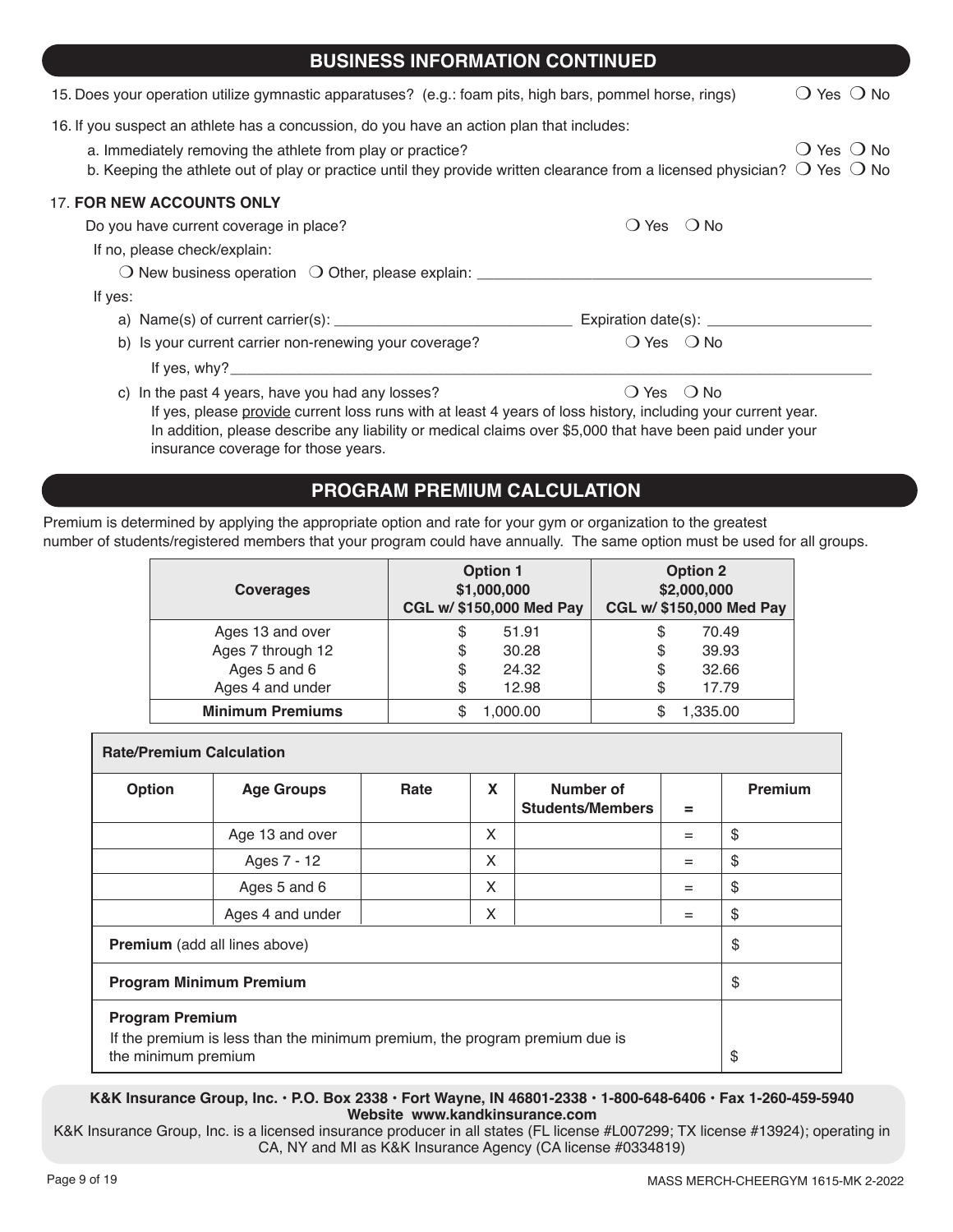## BUSINESS INFORMATION CONTINUED

15. Does your operation utilize gymnastic apparatuses? (e.g.: foam pits, high bars, pommel horse, rings) ❍ Yes ❍ No

16. If you suspect an athlete has a concussion, do you have an action plan that includes:

    a. Immediately removing the athlete from play or practice? ❍ Yes ❍ No

    b. Keeping the athlete out of play or practice until they provide written clearance from a licensed physician? ❍ Yes ❍ No

17. **FOR NEW ACCOUNTS ONLY**

    Do you have current coverage in place? ❍ Yes ❍ No

    If no, please check/explain:

    ❍ New business operation ❍ Other, please explain: ______________________________

    If yes:

    a) Name(s) of current carrier(s): ______________________________ Expiration date(s): ____________________

    b) Is your current carrier non-renewing your coverage? ❍ Yes ❍ No

       If yes, why?______________________________

    c) In the past 4 years, have you had any losses? ❍ Yes ❍ No

       If yes, please provide current loss runs with at least 4 years of loss history, including your current year. In addition, please describe any liability or medical claims over $5,000 that have been paid under your insurance coverage for those years.

## PROGRAM PREMIUM CALCULATION

Premium is determined by applying the appropriate option and rate for your gym or organization to the greatest number of students/registered members that your program could have annually. The same option must be used for all groups.

| Coverages | Option 1 $1,000,000 CGL w/ $150,000 Med Pay | Option 2 $2,000,000 CGL w/ $150,000 Med Pay |
|---|---|---|
| Ages 13 and over | $ 51.91 | $ 70.49 |
| Ages 7 through 12 | $ 30.28 | $ 39.93 |
| Ages 5 and 6 | $ 24.32 | $ 32.66 |
| Ages 4 and under | $ 12.98 | $ 17.79 |
| **Minimum Premiums** | $ 1,000.00 | $ 1,335.00 |

| Rate/Premium Calculation | | | | | | |
|---|---|---|---|---|---|---|
| **Option** | **Age Groups** | **Rate** | **X** | **Number of Students/Members** | **=** | **Premium** |
| | Age 13 and over | | X | | = | $ |
| | Ages 7 - 12 | | X | | = | $ |
| | Ages 5 and 6 | | X | | = | $ |
| | Ages 4 and under | | X | | = | $ |
| **Premium** (add all lines above) | | | | | | $ |
| **Program Minimum Premium** | | | | | | $ |
| **Program Premium** If the premium is less than the minimum premium, the program premium due is the minimum premium | | | | | | $ |

**K&K Insurance Group, Inc. • P.O. Box 2338 • Fort Wayne, IN 46801-2338 • 1-800-648-6406 • Fax 1-260-459-5940**
**Website www.kandkinsurance.com**
K&K Insurance Group, Inc. is a licensed insurance producer in all states (FL license #L007299; TX license #13924); operating in CA, NY and MI as K&K Insurance Agency (CA license #0334819)

MASS MERCH-CHEERGYM 1615-MK 2-2022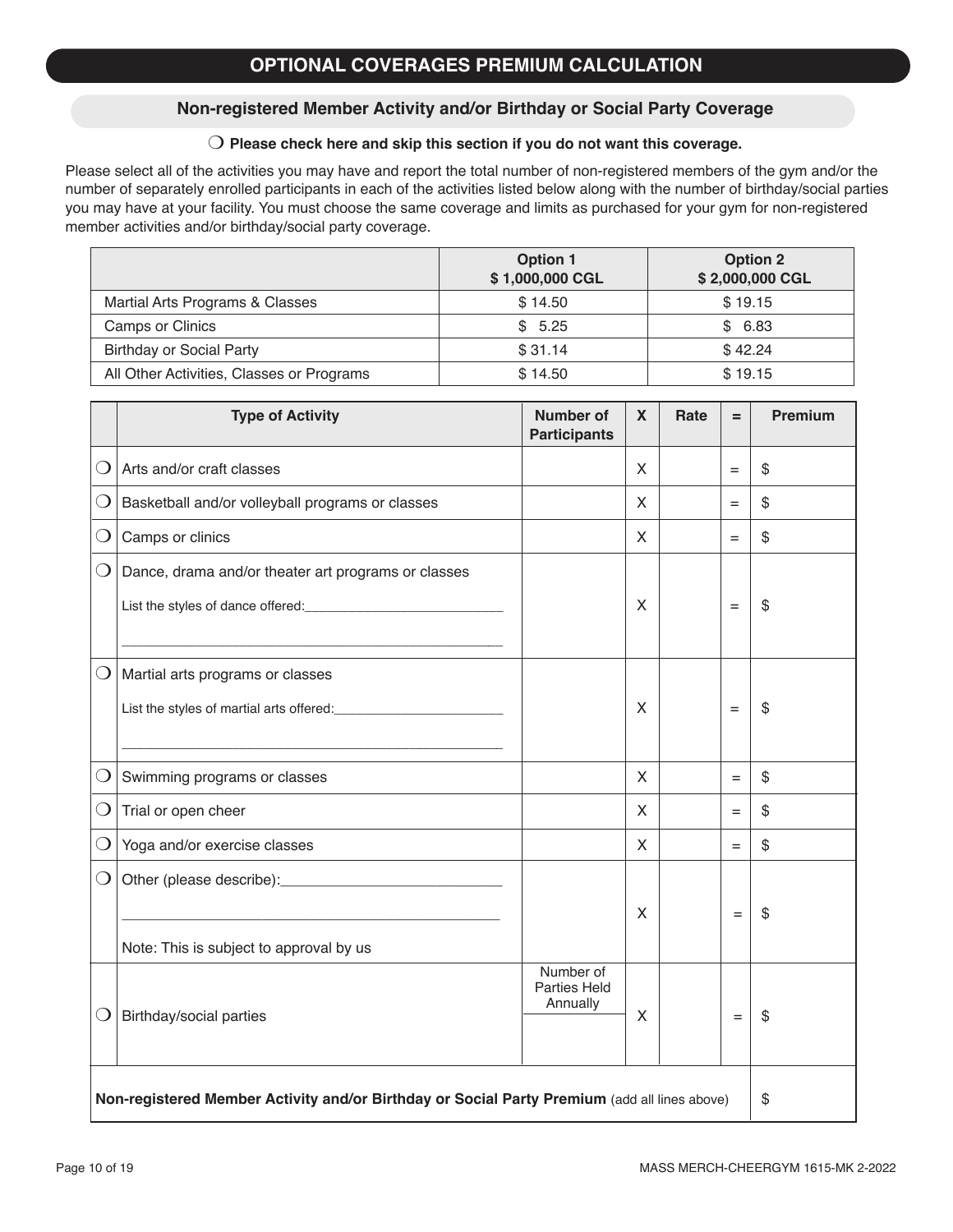## OPTIONAL COVERAGES PREMIUM CALCULATION

### Non-registered Member Activity and/or Birthday or Social Party Coverage

❍ **Please check here and skip this section if you do not want this coverage.**

Please select all of the activities you may have and report the total number of non-registered members of the gym and/or the number of separately enrolled participants in each of the activities listed below along with the number of birthday/social parties you may have at your facility. You must choose the same coverage and limits as purchased for your gym for non-registered member activities and/or birthday/social party coverage.

| | Option 1<br>$ 1,000,000 CGL | Option 2<br>$ 2,000,000 CGL |
|---|---|---|
| Martial Arts Programs & Classes | $ 14.50 | $ 19.15 |
| Camps or Clinics | $ 5.25 | $ 6.83 |
| Birthday or Social Party | $ 31.14 | $ 42.24 |
| All Other Activities, Classes or Programs | $ 14.50 | $ 19.15 |

| | Type of Activity | Number of Participants | X | Rate | = | Premium |
|---|---|---|---|---|---|---|
| ❍ | Arts and/or craft classes | | X | | = | $ |
| ❍ | Basketball and/or volleyball programs or classes | | X | | = | $ |
| ❍ | Camps or clinics | | X | | = | $ |
| ❍ | Dance, drama and/or theater art programs or classes<br>List the styles of dance offered:___________________________<br>_______________________________________________ | | X | | = | $ |
| ❍ | Martial arts programs or classes<br>List the styles of martial arts offered:_______________________<br>_______________________________________________ | | X | | = | $ |
| ❍ | Swimming programs or classes | | X | | = | $ |
| ❍ | Trial or open cheer | | X | | = | $ |
| ❍ | Yoga and/or exercise classes | | X | | = | $ |
| ❍ | Other (please describe):___________________________<br>_______________________________________________<br>Note: This is subject to approval by us | | X | | = | $ |
| ❍ | Birthday/social parties | Number of Parties Held Annually | X | | = | $ |
| | **Non-registered Member Activity and/or Birthday or Social Party Premium** (add all lines above) | | | | | $ |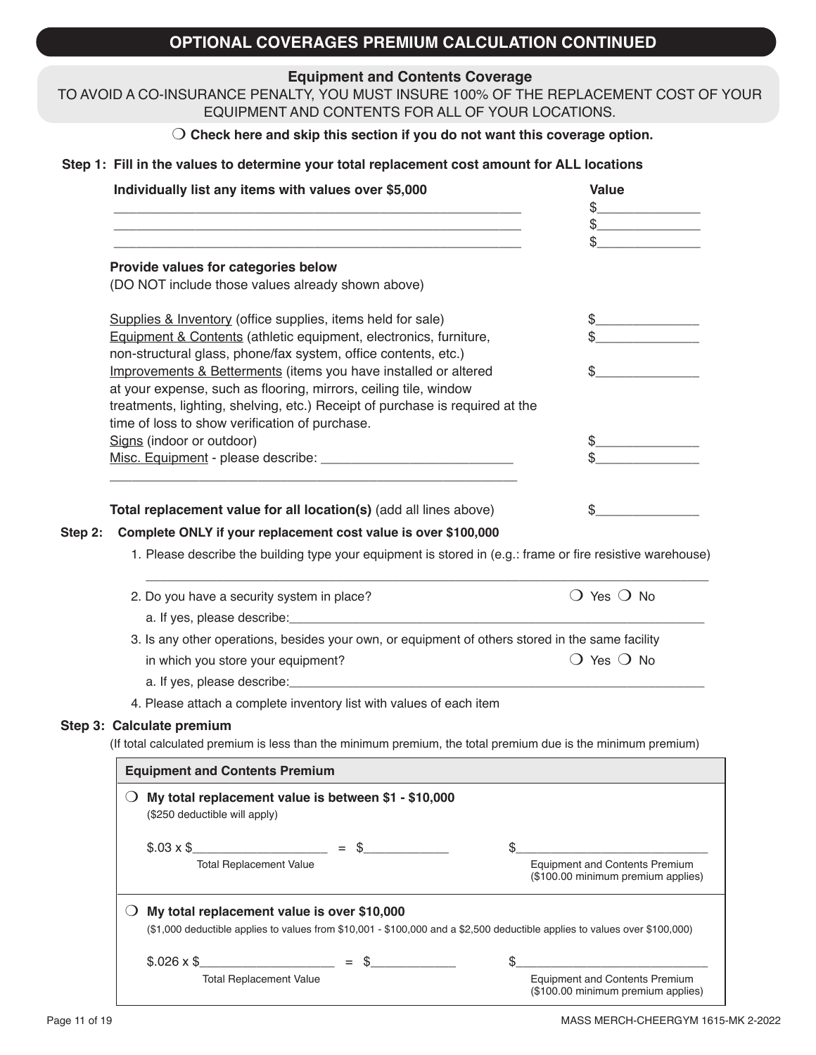## OPTIONAL COVERAGES PREMIUM CALCULATION CONTINUED

### Equipment and Contents Coverage

TO AVOID A CO-INSURANCE PENALTY, YOU MUST INSURE 100% OF THE REPLACEMENT COST OF YOUR EQUIPMENT AND CONTENTS FOR ALL OF YOUR LOCATIONS.

❍ **Check here and skip this section if you do not want this coverage option.**

**Step 1: Fill in the values to determine your total replacement cost amount for ALL locations**

| **Individually list any items with values over $5,000** | **Value** |
|---|---|
| ____________________________________________ | $______________ |
| ____________________________________________ | $______________ |
| ____________________________________________ | $______________ |

**Provide values for categories below**
(DO NOT include those values already shown above)

| | |
|---|---|
| Supplies & Inventory (office supplies, items held for sale) | $______________ |
| Equipment & Contents (athletic equipment, electronics, furniture, non-structural glass, phone/fax system, office contents, etc.) | $______________ |
| Improvements & Betterments (items you have installed or altered at your expense, such as flooring, mirrors, ceiling tile, window treatments, lighting, shelving, etc.) Receipt of purchase is required at the time of loss to show verification of purchase. | $______________ |
| Signs (indoor or outdoor) | $______________ |
| Misc. Equipment - please describe: __________________________ ____________________________________________ | $______________ |

**Total replacement value for all location(s)** (add all lines above) $______________

**Step 2: Complete ONLY if your replacement cost value is over $100,000**

1. Please describe the building type your equipment is stored in (e.g.: frame or fire resistive warehouse)
 ______________________________________________________________________
2. Do you have a security system in place? ❍ Yes ❍ No
 a. If yes, please describe:____________________________________________________
3. Is any other operations, besides your own, or equipment of others stored in the same facility in which you store your equipment? ❍ Yes ❍ No
 a. If yes, please describe:____________________________________________________
4. Please attach a complete inventory list with values of each item

**Step 3: Calculate premium**

(If total calculated premium is less than the minimum premium, the total premium due is the minimum premium)

| **Equipment and Contents Premium** |
|---|
| ❍ **My total replacement value is between $1 - $10,000** ($250 deductible will apply)<br><br>$.03 x $__________________ = $____________ $__________________________<br>Total Replacement Value — Equipment and Contents Premium ($100.00 minimum premium applies) |
| ❍ **My total replacement value is over $10,000** ($1,000 deductible applies to values from $10,001 - $100,000 and a $2,500 deductible applies to values over $100,000)<br><br>$.026 x $__________________ = $____________ $__________________________<br>Total Replacement Value — Equipment and Contents Premium ($100.00 minimum premium applies) |

MASS MERCH-CHEERGYM 1615-MK 2-2022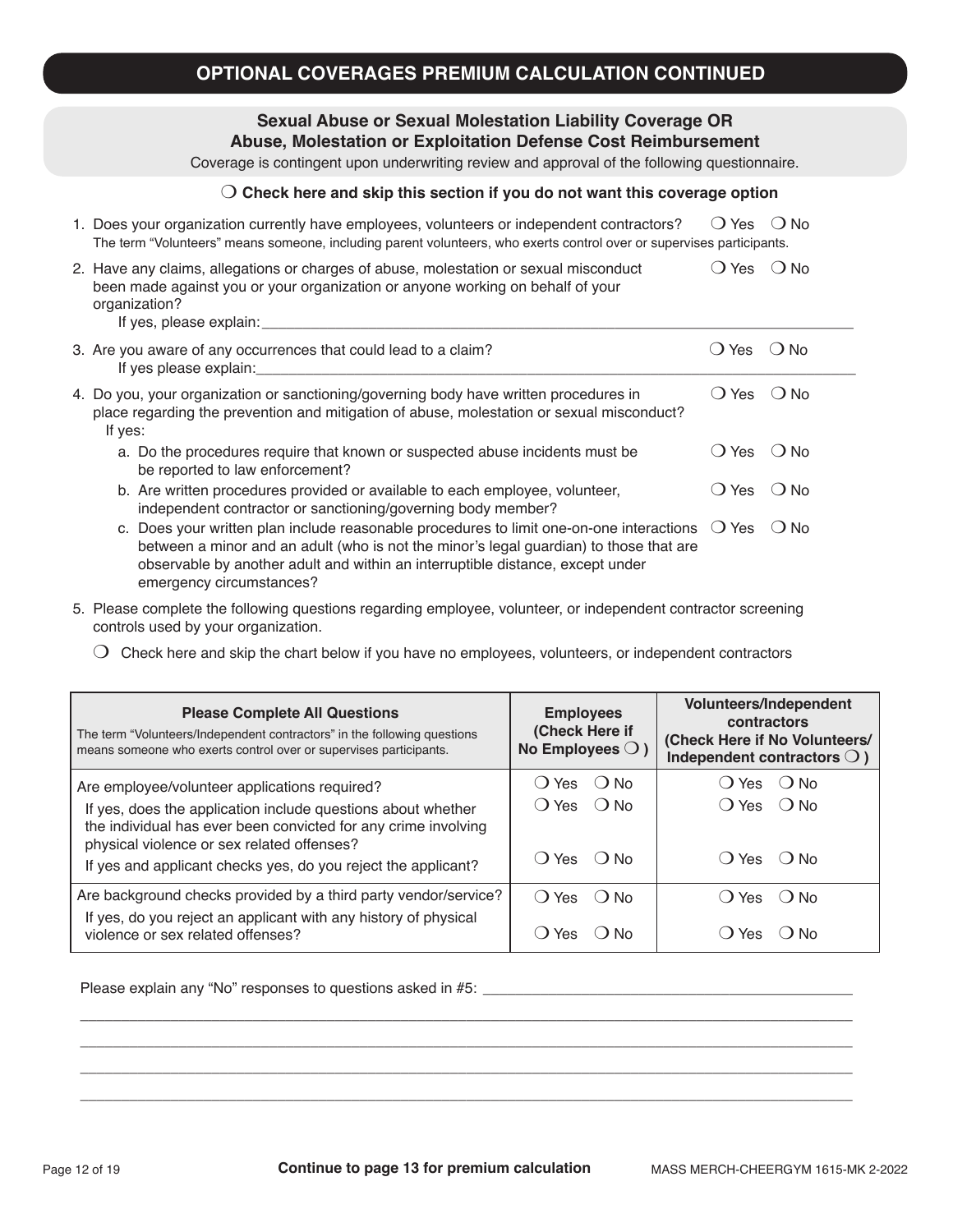## OPTIONAL COVERAGES PREMIUM CALCULATION CONTINUED

### Sexual Abuse or Sexual Molestation Liability Coverage OR Abuse, Molestation or Exploitation Defense Cost Reimbursement

Coverage is contingent upon underwriting review and approval of the following questionnaire.

❍ **Check here and skip this section if you do not want this coverage option**

1. Does your organization currently have employees, volunteers or independent contractors? ❍ Yes ❍ No
   The term "Volunteers" means someone, including parent volunteers, who exerts control over or supervises participants.
2. Have any claims, allegations or charges of abuse, molestation or sexual misconduct been made against you or your organization or anyone working on behalf of your organization? ❍ Yes ❍ No
   If yes, please explain: ____________________
3. Are you aware of any occurrences that could lead to a claim? ❍ Yes ❍ No
   If yes please explain: ____________________
4. Do you, your organization or sanctioning/governing body have written procedures in place regarding the prevention and mitigation of abuse, molestation or sexual misconduct? ❍ Yes ❍ No
   If yes:
   a. Do the procedures require that known or suspected abuse incidents must be be reported to law enforcement? ❍ Yes ❍ No
   b. Are written procedures provided or available to each employee, volunteer, independent contractor or sanctioning/governing body member? ❍ Yes ❍ No
   c. Does your written plan include reasonable procedures to limit one-on-one interactions between a minor and an adult (who is not the minor's legal guardian) to those that are observable by another adult and within an interruptible distance, except under emergency circumstances? ❍ Yes ❍ No
5. Please complete the following questions regarding employee, volunteer, or independent contractor screening controls used by your organization.

   ❍ Check here and skip the chart below if you have no employees, volunteers, or independent contractors

| **Please Complete All Questions** The term "Volunteers/Independent contractors" in the following questions means someone who exerts control over or supervises participants. | **Employees (Check Here if No Employees ❍ )** | **Volunteers/Independent contractors (Check Here if No Volunteers/ Independent contractors ❍ )** |
|---|---|---|
| Are employee/volunteer applications required? | ❍ Yes ❍ No | ❍ Yes ❍ No |
| If yes, does the application include questions about whether the individual has ever been convicted for any crime involving physical violence or sex related offenses? | ❍ Yes ❍ No | ❍ Yes ❍ No |
| If yes and applicant checks yes, do you reject the applicant? | ❍ Yes ❍ No | ❍ Yes ❍ No |
| Are background checks provided by a third party vendor/service? | ❍ Yes ❍ No | ❍ Yes ❍ No |
| If yes, do you reject an applicant with any history of physical violence or sex related offenses? | ❍ Yes ❍ No | ❍ Yes ❍ No |

Please explain any "No" responses to questions asked in #5: ____________________

____________________

____________________

____________________

____________________

**Continue to page 13 for premium calculation**

MASS MERCH-CHEERGYM 1615-MK 2-2022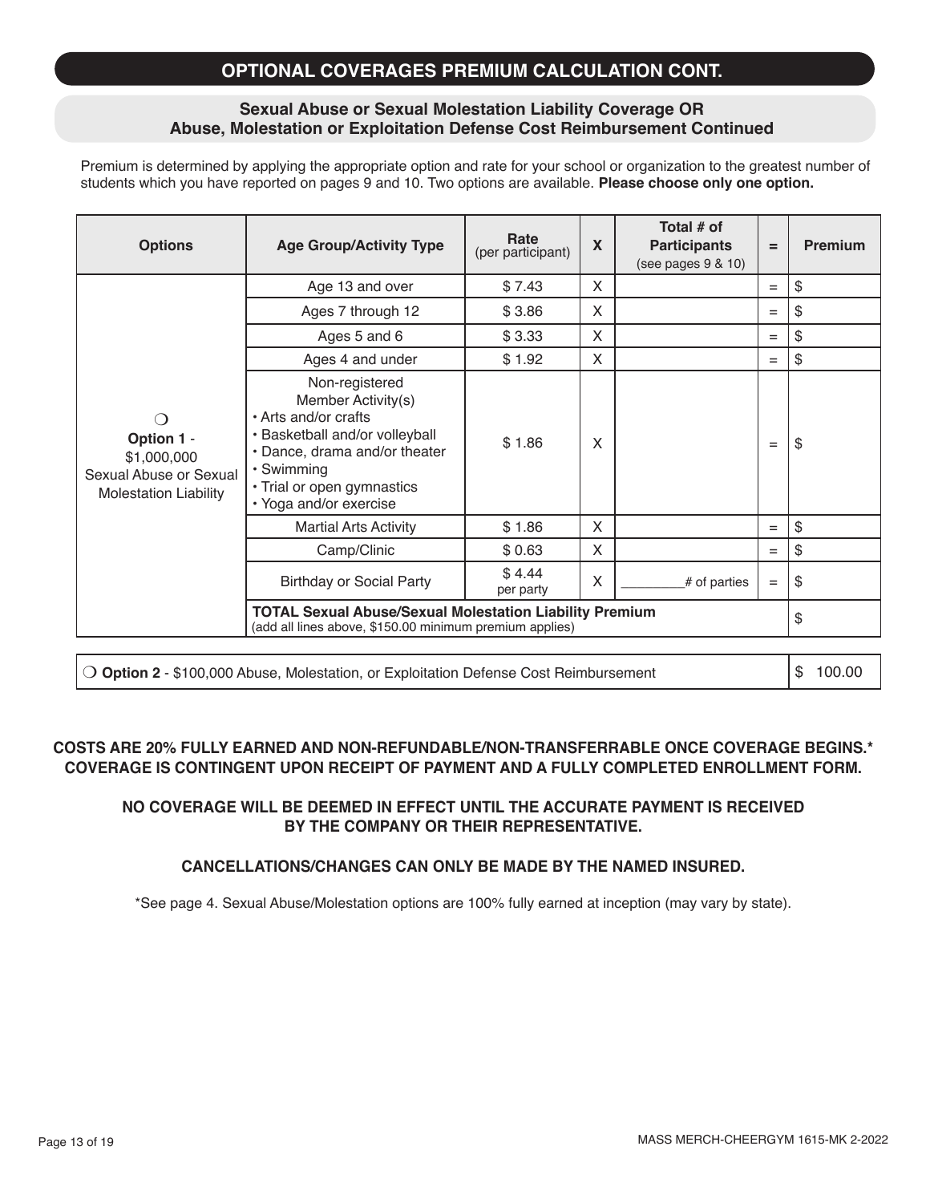## OPTIONAL COVERAGES PREMIUM CALCULATION CONT.

### Sexual Abuse or Sexual Molestation Liability Coverage OR Abuse, Molestation or Exploitation Defense Cost Reimbursement Continued

Premium is determined by applying the appropriate option and rate for your school or organization to the greatest number of students which you have reported on pages 9 and 10. Two options are available. **Please choose only one option.**

| Options | Age Group/Activity Type | Rate (per participant) | X | Total # of Participants (see pages 9 & 10) | = | Premium |
|---|---|---|---|---|---|---|
| ❍ **Option 1** - $1,000,000 Sexual Abuse or Sexual Molestation Liability | Age 13 and over | $ 7.43 | X | | = | $ |
| | Ages 7 through 12 | $ 3.86 | X | | = | $ |
| | Ages 5 and 6 | $ 3.33 | X | | = | $ |
| | Ages 4 and under | $ 1.92 | X | | = | $ |
| | Non-registered Member Activity(s) • Arts and/or crafts • Basketball and/or volleyball • Dance, drama and/or theater • Swimming • Trial or open gymnastics • Yoga and/or exercise | $ 1.86 | X | | = | $ |
| | Martial Arts Activity | $ 1.86 | X | | = | $ |
| | Camp/Clinic | $ 0.63 | X | | = | $ |
| | Birthday or Social Party | $ 4.44 per party | X | ________# of parties | = | $ |
| | **TOTAL Sexual Abuse/Sexual Molestation Liability Premium** (add all lines above, $150.00 minimum premium applies) | | | | | $ |

| | |
|---|---|
| ❍ **Option 2** - $100,000 Abuse, Molestation, or Exploitation Defense Cost Reimbursement | $ 100.00 |

**COSTS ARE 20% FULLY EARNED AND NON-REFUNDABLE/NON-TRANSFERRABLE ONCE COVERAGE BEGINS.* COVERAGE IS CONTINGENT UPON RECEIPT OF PAYMENT AND A FULLY COMPLETED ENROLLMENT FORM.**

**NO COVERAGE WILL BE DEEMED IN EFFECT UNTIL THE ACCURATE PAYMENT IS RECEIVED BY THE COMPANY OR THEIR REPRESENTATIVE.**

**CANCELLATIONS/CHANGES CAN ONLY BE MADE BY THE NAMED INSURED.**

*See page 4. Sexual Abuse/Molestation options are 100% fully earned at inception (may vary by state).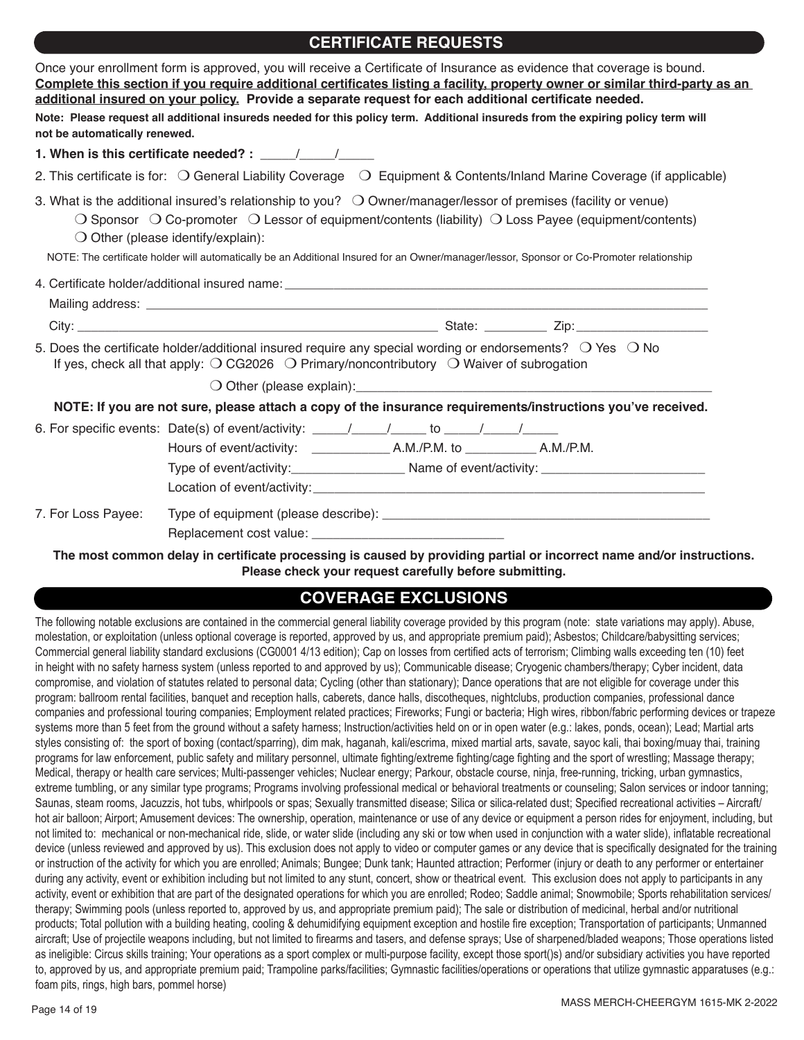## CERTIFICATE REQUESTS

Once your enrollment form is approved, you will receive a Certificate of Insurance as evidence that coverage is bound. **Complete this section if you require additional certificates listing a facility, property owner or similar third-party as an additional insured on your policy. Provide a separate request for each additional certificate needed.**

**Note: Please request all additional insureds needed for this policy term. Additional insureds from the expiring policy term will not be automatically renewed.**

**1. When is this certificate needed? :** _____/_____/_____

2. This certificate is for: ❍ General Liability Coverage ❍ Equipment & Contents/Inland Marine Coverage (if applicable)

3. What is the additional insured's relationship to you? ❍ Owner/manager/lessor of premises (facility or venue)
❍ Sponsor ❍ Co-promoter ❍ Lessor of equipment/contents (liability) ❍ Loss Payee (equipment/contents)
❍ Other (please identify/explain):

NOTE: The certificate holder will automatically be an Additional Insured for an Owner/manager/lessor, Sponsor or Co-Promoter relationship

4. Certificate holder/additional insured name: ____________________
Mailing address: ____________________
City: ____________________ State: _________ Zip: ____________________

5. Does the certificate holder/additional insured require any special wording or endorsements? ❍ Yes ❍ No
If yes, check all that apply: ❍ CG2026 ❍ Primary/noncontributory ❍ Waiver of subrogation
❍ Other (please explain): ____________________

**NOTE: If you are not sure, please attach a copy of the insurance requirements/instructions you've received.**

6. For specific events: Date(s) of event/activity: _____/_____/_____ to _____/_____/_____
Hours of event/activity: ___________ A.M./P.M. to __________ A.M./P.M.
Type of event/activity: ________________ Name of event/activity: ________________________
Location of event/activity: ____________________

7. For Loss Payee: Type of equipment (please describe): ____________________
Replacement cost value: ___________________________

**The most common delay in certificate processing is caused by providing partial or incorrect name and/or instructions. Please check your request carefully before submitting.**

## COVERAGE EXCLUSIONS

The following notable exclusions are contained in the commercial general liability coverage provided by this program (note: state variations may apply). Abuse, molestation, or exploitation (unless optional coverage is reported, approved by us, and appropriate premium paid); Asbestos; Childcare/babysitting services; Commercial general liability standard exclusions (CG0001 4/13 edition); Cap on losses from certified acts of terrorism; Climbing walls exceeding ten (10) feet in height with no safety harness system (unless reported to and approved by us); Communicable disease; Cryogenic chambers/therapy; Cyber incident, data compromise, and violation of statutes related to personal data; Cycling (other than stationary); Dance operations that are not eligible for coverage under this program: ballroom rental facilities, banquet and reception halls, caberets, dance halls, discotheques, nightclubs, production companies, professional dance companies and professional touring companies; Employment related practices; Fireworks; Fungi or bacteria; High wires, ribbon/fabric performing devices or trapeze systems more than 5 feet from the ground without a safety harness; Instruction/activities held on or in open water (e.g.: lakes, ponds, ocean); Lead; Martial arts styles consisting of: the sport of boxing (contact/sparring), dim mak, haganah, kali/escrima, mixed martial arts, savate, sayoc kali, thai boxing/muay thai, training programs for law enforcement, public safety and military personnel, ultimate fighting/extreme fighting/cage fighting and the sport of wrestling; Massage therapy; Medical, therapy or health care services; Multi-passenger vehicles; Nuclear energy; Parkour, obstacle course, ninja, free-running, tricking, urban gymnastics, extreme tumbling, or any similar type programs; Programs involving professional medical or behavioral treatments or counseling; Salon services or indoor tanning; Saunas, steam rooms, Jacuzzis, hot tubs, whirlpools or spas; Sexually transmitted disease; Silica or silica-related dust; Specified recreational activities – Aircraft/ hot air balloon; Airport; Amusement devices: The ownership, operation, maintenance or use of any device or equipment a person rides for enjoyment, including, but not limited to: mechanical or non-mechanical ride, slide, or water slide (including any ski or tow when used in conjunction with a water slide), inflatable recreational device (unless reviewed and approved by us). This exclusion does not apply to video or computer games or any device that is specifically designated for the training or instruction of the activity for which you are enrolled; Animals; Bungee; Dunk tank; Haunted attraction; Performer (injury or death to any performer or entertainer during any activity, event or exhibition including but not limited to any stunt, concert, show or theatrical event. This exclusion does not apply to participants in any activity, event or exhibition that are part of the designated operations for which you are enrolled; Rodeo; Saddle animal; Snowmobile; Sports rehabilitation services/ therapy; Swimming pools (unless reported to, approved by us, and appropriate premium paid); The sale or distribution of medicinal, herbal and/or nutritional products; Total pollution with a building heating, cooling & dehumidifying equipment exception and hostile fire exception; Transportation of participants; Unmanned aircraft; Use of projectile weapons including, but not limited to firearms and tasers, and defense sprays; Use of sharpened/bladed weapons; Those operations listed as ineligible: Circus skills training; Your operations as a sport complex or multi-purpose facility, except those sport(')s) and/or subsidiary activities you have reported to, approved by us, and appropriate premium paid; Trampoline parks/facilities; Gymnastic facilities/operations or operations that utilize gymnastic apparatuses (e.g.: foam pits, rings, high bars, pommel horse)

MASS MERCH-CHEERGYM 1615-MK 2-2022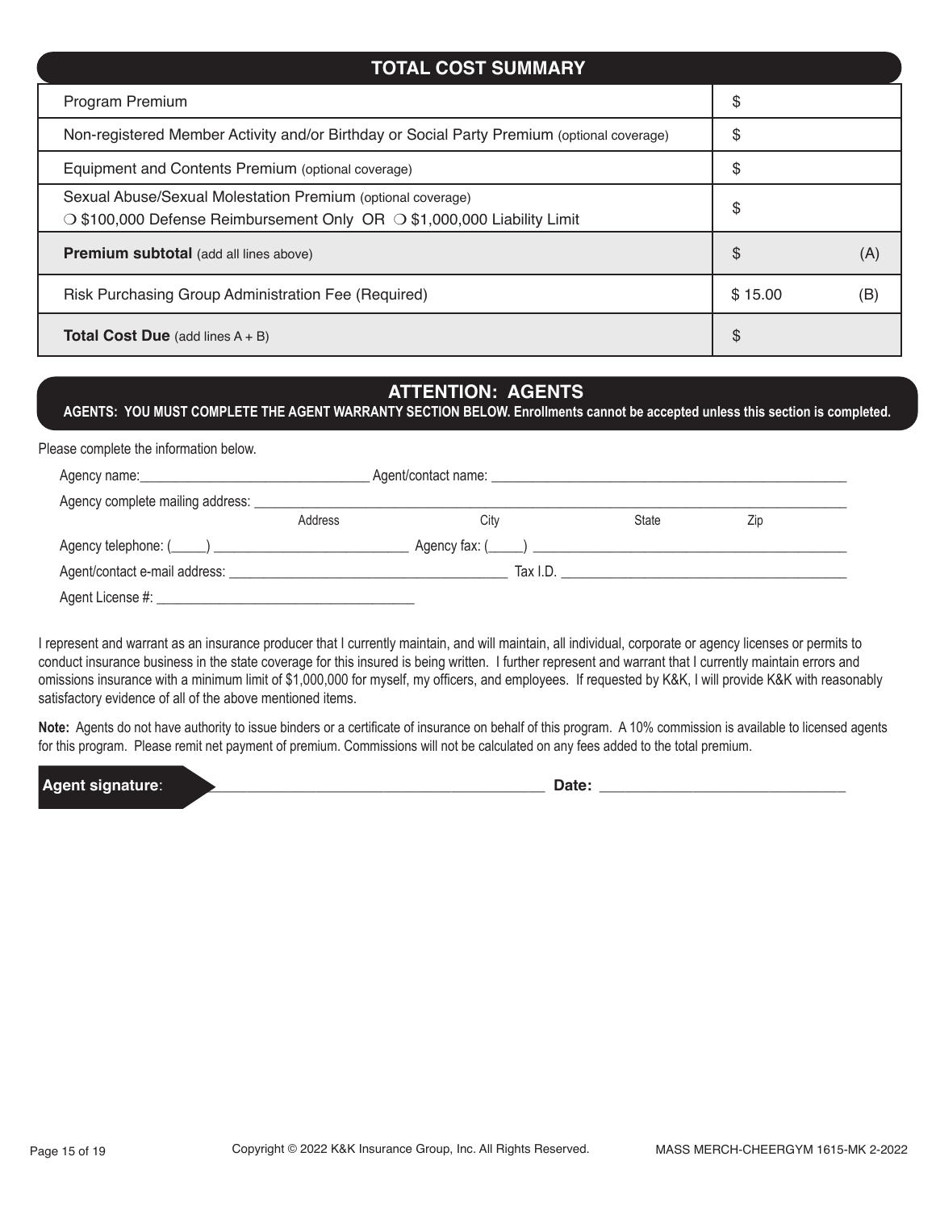## TOTAL COST SUMMARY

| | | |
|---|---|---|
| Program Premium | $ | |
| Non-registered Member Activity and/or Birthday or Social Party Premium (optional coverage) | $ | |
| Equipment and Contents Premium (optional coverage) | $ | |
| Sexual Abuse/Sexual Molestation Premium (optional coverage)<br>❍ $100,000 Defense Reimbursement Only OR ❍ $1,000,000 Liability Limit | $ | |
| **Premium subtotal** (add all lines above) | $ | (A) |
| Risk Purchasing Group Administration Fee (Required) | $ 15.00 | (B) |
| **Total Cost Due** (add lines A + B) | $ | |

## ATTENTION: AGENTS

**AGENTS: YOU MUST COMPLETE THE AGENT WARRANTY SECTION BELOW. Enrollments cannot be accepted unless this section is completed.**

Please complete the information below.

Agency name:________________________________ Agent/contact name: ___________________________________________________

Agency complete mailing address: _________________________________________________________________________________

Address City State Zip

Agency telephone: (_____) ___________________________ Agency fax: (_____) _____________________________________________

Agent/contact e-mail address: _______________________________________ Tax I.D. ________________________________________

Agent License #: ___________________________________

I represent and warrant as an insurance producer that I currently maintain, and will maintain, all individual, corporate or agency licenses or permits to conduct insurance business in the state coverage for this insured is being written. I further represent and warrant that I currently maintain errors and omissions insurance with a minimum limit of $1,000,000 for myself, my officers, and employees. If requested by K&K, I will provide K&K with reasonably satisfactory evidence of all of the above mentioned items.

**Note:** Agents do not have authority to issue binders or a certificate of insurance on behalf of this program. A 10% commission is available to licensed agents for this program. Please remit net payment of premium. Commissions will not be calculated on any fees added to the total premium.

**Agent signature**: ________________________________________ **Date:** ______________________________

Copyright © 2022 K&K Insurance Group, Inc. All Rights Reserved.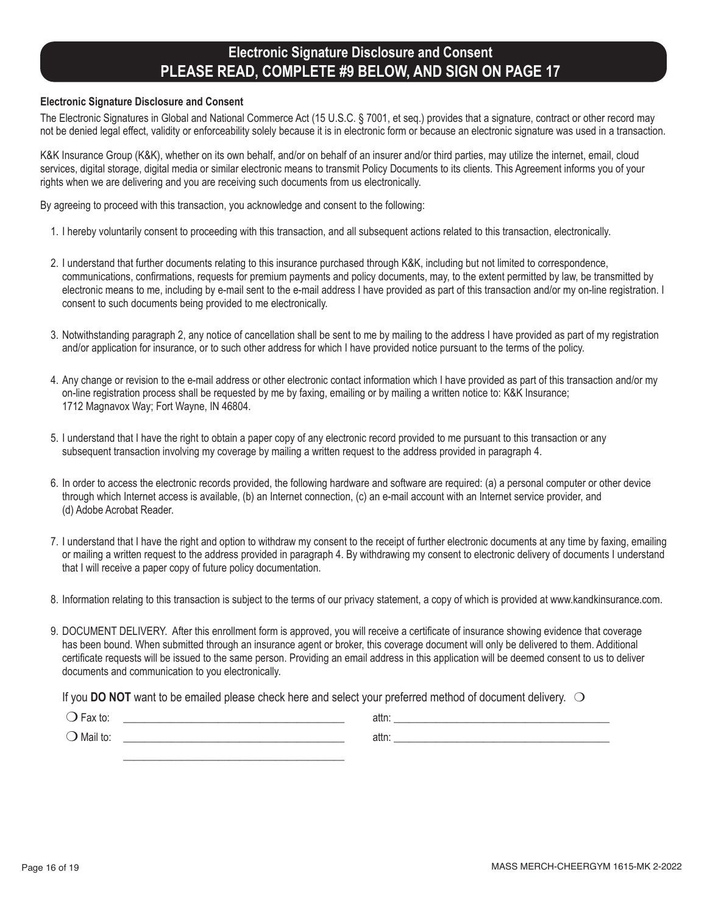# Electronic Signature Disclosure and Consent
# PLEASE READ, COMPLETE #9 BELOW, AND SIGN ON PAGE 17

**Electronic Signature Disclosure and Consent**

The Electronic Signatures in Global and National Commerce Act (15 U.S.C. § 7001, et seq.) provides that a signature, contract or other record may not be denied legal effect, validity or enforceability solely because it is in electronic form or because an electronic signature was used in a transaction.

K&K Insurance Group (K&K), whether on its own behalf, and/or on behalf of an insurer and/or third parties, may utilize the internet, email, cloud services, digital storage, digital media or similar electronic means to transmit Policy Documents to its clients. This Agreement informs you of your rights when we are delivering and you are receiving such documents from us electronically.

By agreeing to proceed with this transaction, you acknowledge and consent to the following:

1. I hereby voluntarily consent to proceeding with this transaction, and all subsequent actions related to this transaction, electronically.
2. I understand that further documents relating to this insurance purchased through K&K, including but not limited to correspondence, communications, confirmations, requests for premium payments and policy documents, may, to the extent permitted by law, be transmitted by electronic means to me, including by e-mail sent to the e-mail address I have provided as part of this transaction and/or my on-line registration. I consent to such documents being provided to me electronically.
3. Notwithstanding paragraph 2, any notice of cancellation shall be sent to me by mailing to the address I have provided as part of my registration and/or application for insurance, or to such other address for which I have provided notice pursuant to the terms of the policy.
4. Any change or revision to the e-mail address or other electronic contact information which I have provided as part of this transaction and/or my on-line registration process shall be requested by me by faxing, emailing or by mailing a written notice to: K&K Insurance; 1712 Magnavox Way; Fort Wayne, IN 46804.
5. I understand that I have the right to obtain a paper copy of any electronic record provided to me pursuant to this transaction or any subsequent transaction involving my coverage by mailing a written request to the address provided in paragraph 4.
6. In order to access the electronic records provided, the following hardware and software are required: (a) a personal computer or other device through which Internet access is available, (b) an Internet connection, (c) an e-mail account with an Internet service provider, and (d) Adobe Acrobat Reader.
7. I understand that I have the right and option to withdraw my consent to the receipt of further electronic documents at any time by faxing, emailing or mailing a written request to the address provided in paragraph 4. By withdrawing my consent to electronic delivery of documents I understand that I will receive a paper copy of future policy documentation.
8. Information relating to this transaction is subject to the terms of our privacy statement, a copy of which is provided at www.kandkinsurance.com.
9. DOCUMENT DELIVERY. After this enrollment form is approved, you will receive a certificate of insurance showing evidence that coverage has been bound. When submitted through an insurance agent or broker, this coverage document will only be delivered to them. Additional certificate requests will be issued to the same person. Providing an email address in this application will be deemed consent to us to deliver documents and communication to you electronically.

   If you **DO NOT** want to be emailed please check here and select your preferred method of document delivery. ❍

   ❍ Fax to: ______________________________ attn: ______________________________

   ❍ Mail to: ______________________________ attn: ______________________________

   ______________________________

MASS MERCH-CHEERGYM 1615-MK 2-2022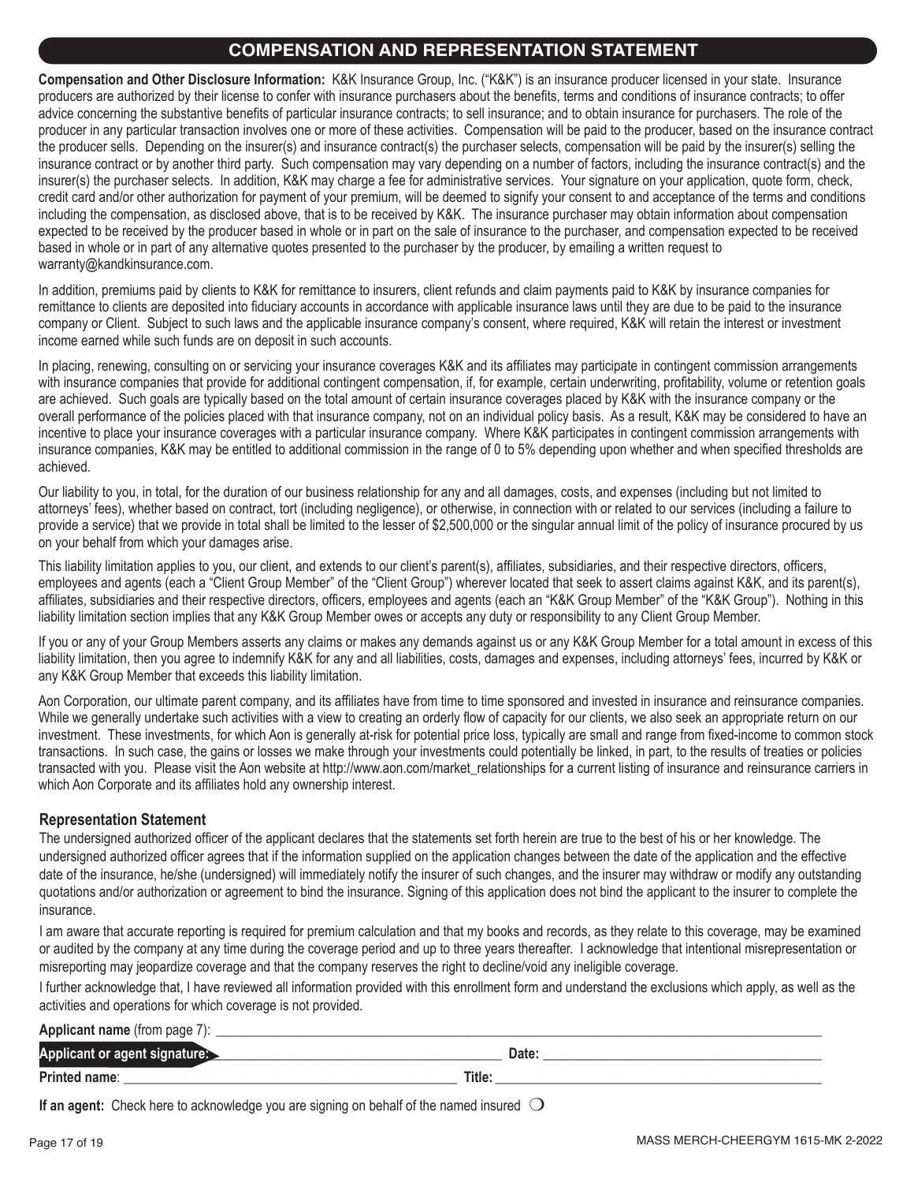## COMPENSATION AND REPRESENTATION STATEMENT

**Compensation and Other Disclosure Information:** K&K Insurance Group, Inc. ("K&K") is an insurance producer licensed in your state. Insurance producers are authorized by their license to confer with insurance purchasers about the benefits, terms and conditions of insurance contracts; to offer advice concerning the substantive benefits of particular insurance contracts; to sell insurance; and to obtain insurance for purchasers. The role of the producer in any particular transaction involves one or more of these activities. Compensation will be paid to the producer, based on the insurance contract the producer sells. Depending on the insurer(s) and insurance contract(s) the purchaser selects, compensation will be paid by the insurer(s) selling the insurance contract or by another third party. Such compensation may vary depending on a number of factors, including the insurance contract(s) and the insurer(s) the purchaser selects. In addition, K&K may charge a fee for administrative services. Your signature on your application, quote form, check, credit card and/or other authorization for payment of your premium, will be deemed to signify your consent to and acceptance of the terms and conditions including the compensation, as disclosed above, that is to be received by K&K. The insurance purchaser may obtain information about compensation expected to be received by the producer based in whole or in part on the sale of insurance to the purchaser, and compensation expected to be received based in whole or in part of any alternative quotes presented to the purchaser by the producer, by emailing a written request to warranty@kandkinsurance.com.

In addition, premiums paid by clients to K&K for remittance to insurers, client refunds and claim payments paid to K&K by insurance companies for remittance to clients are deposited into fiduciary accounts in accordance with applicable insurance laws until they are due to be paid to the insurance company or Client. Subject to such laws and the applicable insurance company's consent, where required, K&K will retain the interest or investment income earned while such funds are on deposit in such accounts.

In placing, renewing, consulting on or servicing your insurance coverages K&K and its affiliates may participate in contingent commission arrangements with insurance companies that provide for additional contingent compensation, if, for example, certain underwriting, profitability, volume or retention goals are achieved. Such goals are typically based on the total amount of certain insurance coverages placed by K&K with the insurance company or the overall performance of the policies placed with that insurance company, not on an individual policy basis. As a result, K&K may be considered to have an incentive to place your insurance coverages with a particular insurance company. Where K&K participates in contingent commission arrangements with insurance companies, K&K may be entitled to additional commission in the range of 0 to 5% depending upon whether and when specified thresholds are achieved.

Our liability to you, in total, for the duration of our business relationship for any and all damages, costs, and expenses (including but not limited to attorneys' fees), whether based on contract, tort (including negligence), or otherwise, in connection with or related to our services (including a failure to provide a service) that we provide in total shall be limited to the lesser of $2,500,000 or the singular annual limit of the policy of insurance procured by us on your behalf from which your damages arise.

This liability limitation applies to you, our client, and extends to our client's parent(s), affiliates, subsidiaries, and their respective directors, officers, employees and agents (each a "Client Group Member" of the "Client Group") wherever located that seek to assert claims against K&K, and its parent(s), affiliates, subsidiaries and their respective directors, officers, employees and agents (each an "K&K Group Member" of the "K&K Group"). Nothing in this liability limitation section implies that any K&K Group Member owes or accepts any duty or responsibility to any Client Group Member.

If you or any of your Group Members asserts any claims or makes any demands against us or any K&K Group Member for a total amount in excess of this liability limitation, then you agree to indemnify K&K for any and all liabilities, costs, damages and expenses, including attorneys' fees, incurred by K&K or any K&K Group Member that exceeds this liability limitation.

Aon Corporation, our ultimate parent company, and its affiliates have from time to time sponsored and invested in insurance and reinsurance companies. While we generally undertake such activities with a view to creating an orderly flow of capacity for our clients, we also seek an appropriate return on our investment. These investments, for which Aon is generally at-risk for potential price loss, typically are small and range from fixed-income to common stock transactions. In such case, the gains or losses we make through your investments could potentially be linked, in part, to the results of treaties or policies transacted with you. Please visit the Aon website at http://www.aon.com/market_relationships for a current listing of insurance and reinsurance carriers in which Aon Corporate and its affiliates hold any ownership interest.

### Representation Statement

The undersigned authorized officer of the applicant declares that the statements set forth herein are true to the best of his or her knowledge. The undersigned authorized officer agrees that if the information supplied on the application changes between the date of the application and the effective date of the insurance, he/she (undersigned) will immediately notify the insurer of such changes, and the insurer may withdraw or modify any outstanding quotations and/or authorization or agreement to bind the insurance. Signing of this application does not bind the applicant to the insurer to complete the insurance.

I am aware that accurate reporting is required for premium calculation and that my books and records, as they relate to this coverage, may be examined or audited by the company at any time during the coverage period and up to three years thereafter. I acknowledge that intentional misrepresentation or misreporting may jeopardize coverage and that the company reserves the right to decline/void any ineligible coverage.

I further acknowledge that, I have reviewed all information provided with this enrollment form and understand the exclusions which apply, as well as the activities and operations for which coverage is not provided.

**Applicant name** (from page 7): ______________________________

**Applicant or agent signature:** ______________________________ **Date:** ______________________________

**Printed name**: ______________________________ **Title:** ______________________________

**If an agent:** Check here to acknowledge you are signing on behalf of the named insured ❍

MASS MERCH-CHEERGYM 1615-MK 2-2022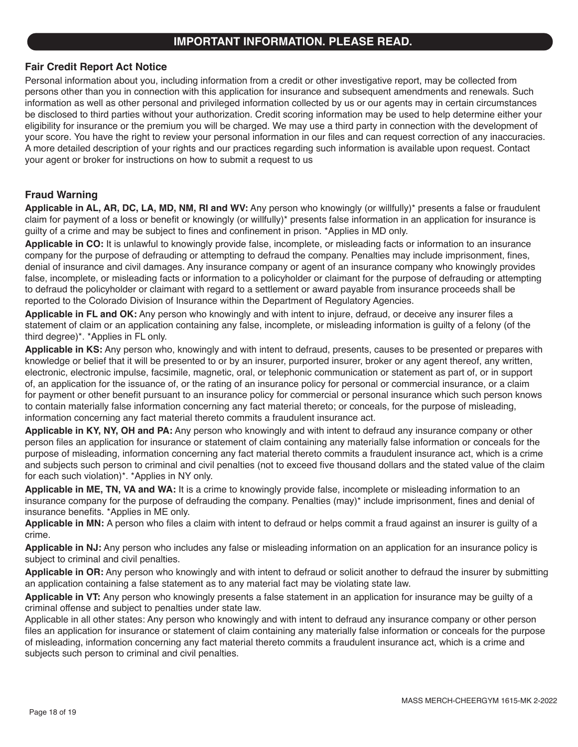# IMPORTANT INFORMATION. PLEASE READ.

### Fair Credit Report Act Notice

Personal information about you, including information from a credit or other investigative report, may be collected from persons other than you in connection with this application for insurance and subsequent amendments and renewals. Such information as well as other personal and privileged information collected by us or our agents may in certain circumstances be disclosed to third parties without your authorization. Credit scoring information may be used to help determine either your eligibility for insurance or the premium you will be charged. We may use a third party in connection with the development of your score. You have the right to review your personal information in our files and can request correction of any inaccuracies. A more detailed description of your rights and our practices regarding such information is available upon request. Contact your agent or broker for instructions on how to submit a request to us

### Fraud Warning

**Applicable in AL, AR, DC, LA, MD, NM, RI and WV:** Any person who knowingly (or willfully)* presents a false or fraudulent claim for payment of a loss or benefit or knowingly (or willfully)* presents false information in an application for insurance is guilty of a crime and may be subject to fines and confinement in prison. *Applies in MD only.

**Applicable in CO:** It is unlawful to knowingly provide false, incomplete, or misleading facts or information to an insurance company for the purpose of defrauding or attempting to defraud the company. Penalties may include imprisonment, fines, denial of insurance and civil damages. Any insurance company or agent of an insurance company who knowingly provides false, incomplete, or misleading facts or information to a policyholder or claimant for the purpose of defrauding or attempting to defraud the policyholder or claimant with regard to a settlement or award payable from insurance proceeds shall be reported to the Colorado Division of Insurance within the Department of Regulatory Agencies.

**Applicable in FL and OK:** Any person who knowingly and with intent to injure, defraud, or deceive any insurer files a statement of claim or an application containing any false, incomplete, or misleading information is guilty of a felony (of the third degree)*. *Applies in FL only.

**Applicable in KS:** Any person who, knowingly and with intent to defraud, presents, causes to be presented or prepares with knowledge or belief that it will be presented to or by an insurer, purported insurer, broker or any agent thereof, any written, electronic, electronic impulse, facsimile, magnetic, oral, or telephonic communication or statement as part of, or in support of, an application for the issuance of, or the rating of an insurance policy for personal or commercial insurance, or a claim for payment or other benefit pursuant to an insurance policy for commercial or personal insurance which such person knows to contain materially false information concerning any fact material thereto; or conceals, for the purpose of misleading, information concerning any fact material thereto commits a fraudulent insurance act.

**Applicable in KY, NY, OH and PA:** Any person who knowingly and with intent to defraud any insurance company or other person files an application for insurance or statement of claim containing any materially false information or conceals for the purpose of misleading, information concerning any fact material thereto commits a fraudulent insurance act, which is a crime and subjects such person to criminal and civil penalties (not to exceed five thousand dollars and the stated value of the claim for each such violation)*. *Applies in NY only.

**Applicable in ME, TN, VA and WA:** It is a crime to knowingly provide false, incomplete or misleading information to an insurance company for the purpose of defrauding the company. Penalties (may)* include imprisonment, fines and denial of insurance benefits. *Applies in ME only.

**Applicable in MN:** A person who files a claim with intent to defraud or helps commit a fraud against an insurer is guilty of a crime.

**Applicable in NJ:** Any person who includes any false or misleading information on an application for an insurance policy is subject to criminal and civil penalties.

**Applicable in OR:** Any person who knowingly and with intent to defraud or solicit another to defraud the insurer by submitting an application containing a false statement as to any material fact may be violating state law.

**Applicable in VT:** Any person who knowingly presents a false statement in an application for insurance may be guilty of a criminal offense and subject to penalties under state law.

Applicable in all other states: Any person who knowingly and with intent to defraud any insurance company or other person files an application for insurance or statement of claim containing any materially false information or conceals for the purpose of misleading, information concerning any fact material thereto commits a fraudulent insurance act, which is a crime and subjects such person to criminal and civil penalties.

MASS MERCH-CHEERGYM 1615-MK 2-2022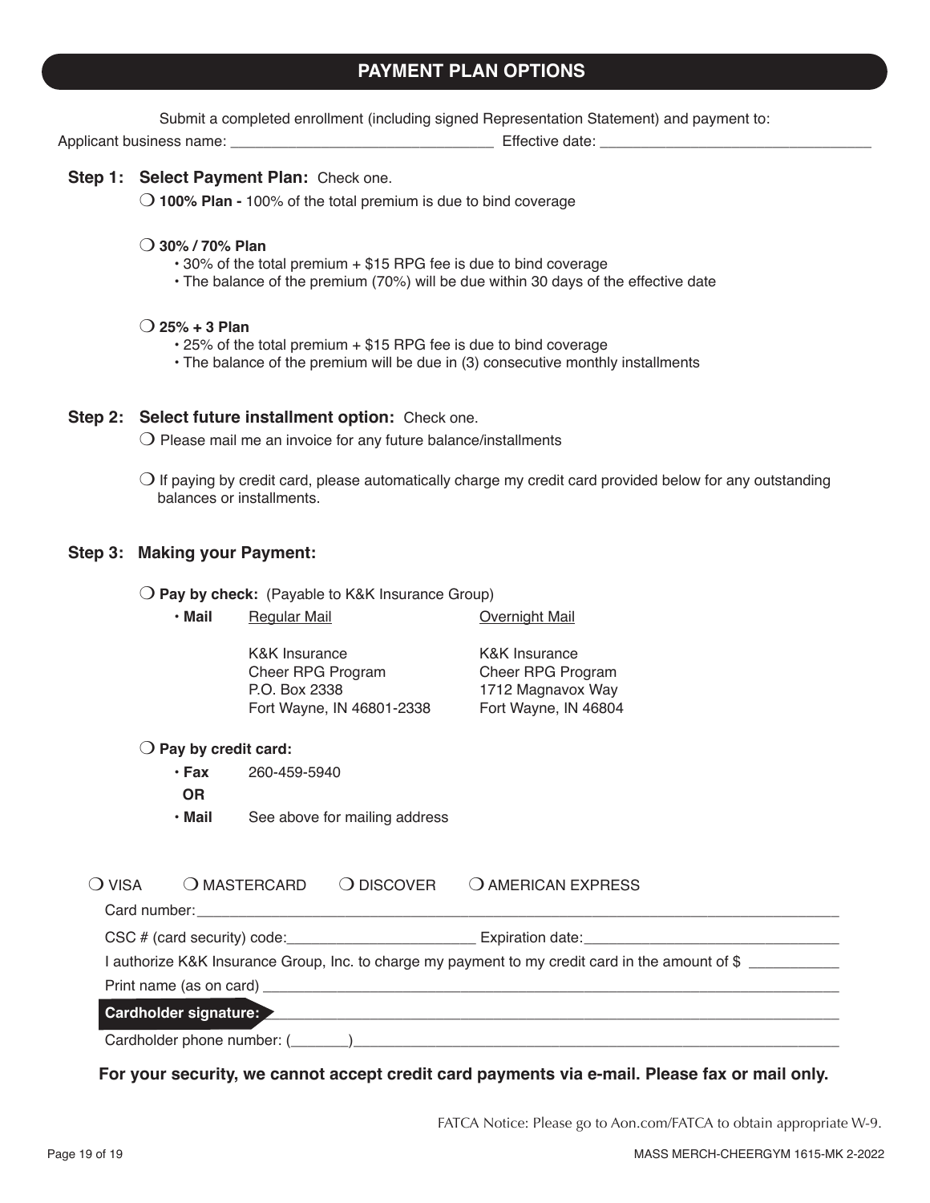## PAYMENT PLAN OPTIONS

Submit a completed enrollment (including signed Representation Statement) and payment to:

Applicant business name: ________________________________ Effective date: ________________________________

**Step 1: Select Payment Plan:** Check one.

❍ **100% Plan -** 100% of the total premium is due to bind coverage

❍ **30% / 70% Plan**

- 30% of the total premium + $15 RPG fee is due to bind coverage
- The balance of the premium (70%) will be due within 30 days of the effective date

❍ **25% + 3 Plan**

- 25% of the total premium + $15 RPG fee is due to bind coverage
- The balance of the premium will be due in (3) consecutive monthly installments

**Step 2: Select future installment option:** Check one.

❍ Please mail me an invoice for any future balance/installments

❍ If paying by credit card, please automatically charge my credit card provided below for any outstanding balances or installments.

**Step 3: Making your Payment:**

❍ **Pay by check:** (Payable to K&K Insurance Group)

- **Mail**

| Regular Mail | Overnight Mail |
|---|---|
| K&K Insurance<br>Cheer RPG Program<br>P.O. Box 2338<br>Fort Wayne, IN 46801-2338 | K&K Insurance<br>Cheer RPG Program<br>1712 Magnavox Way<br>Fort Wayne, IN 46804 |

❍ **Pay by credit card:**

- **Fax** 260-459-5940

**OR**

- **Mail** See above for mailing address

❍ VISA ❍ MASTERCARD ❍ DISCOVER ❍ AMERICAN EXPRESS

Card number: ________________________________________________________________

CSC # (card security) code: ______________________ Expiration date: ______________________________

I authorize K&K Insurance Group, Inc. to charge my payment to my credit card in the amount of $ __________

Print name (as on card) ________________________________________________________________

**Cardholder signature:** ________________________________________________________________

Cardholder phone number: (_______)________________________________________________________

**For your security, we cannot accept credit card payments via e-mail. Please fax or mail only.**

FATCA Notice: Please go to Aon.com/FATCA to obtain appropriate W-9.

MASS MERCH-CHEERGYM 1615-MK 2-2022